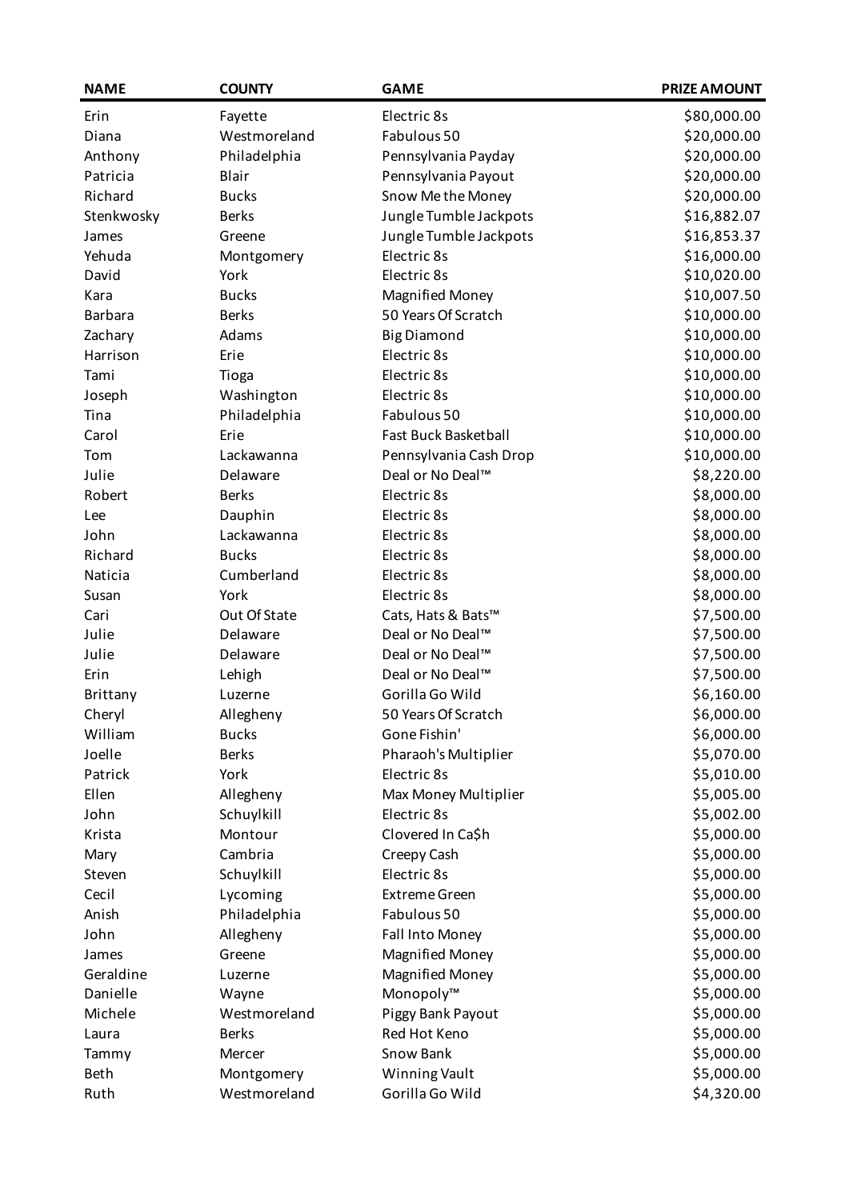| NAME | COUNTY | GAME | PRIZE AMOUNT |
|---|---|---|---|
| Erin | Fayette | Electric 8s | $80,000.00 |
| Diana | Westmoreland | Fabulous 50 | $20,000.00 |
| Anthony | Philadelphia | Pennsylvania Payday | $20,000.00 |
| Patricia | Blair | Pennsylvania Payout | $20,000.00 |
| Richard | Bucks | Snow Me the Money | $20,000.00 |
| Stenkwosky | Berks | Jungle Tumble Jackpots | $16,882.07 |
| James | Greene | Jungle Tumble Jackpots | $16,853.37 |
| Yehuda | Montgomery | Electric 8s | $16,000.00 |
| David | York | Electric 8s | $10,020.00 |
| Kara | Bucks | Magnified Money | $10,007.50 |
| Barbara | Berks | 50 Years Of Scratch | $10,000.00 |
| Zachary | Adams | Big Diamond | $10,000.00 |
| Harrison | Erie | Electric 8s | $10,000.00 |
| Tami | Tioga | Electric 8s | $10,000.00 |
| Joseph | Washington | Electric 8s | $10,000.00 |
| Tina | Philadelphia | Fabulous 50 | $10,000.00 |
| Carol | Erie | Fast Buck Basketball | $10,000.00 |
| Tom | Lackawanna | Pennsylvania Cash Drop | $10,000.00 |
| Julie | Delaware | Deal or No Deal™ | $8,220.00 |
| Robert | Berks | Electric 8s | $8,000.00 |
| Lee | Dauphin | Electric 8s | $8,000.00 |
| John | Lackawanna | Electric 8s | $8,000.00 |
| Richard | Bucks | Electric 8s | $8,000.00 |
| Naticia | Cumberland | Electric 8s | $8,000.00 |
| Susan | York | Electric 8s | $8,000.00 |
| Cari | Out Of State | Cats, Hats & Bats™ | $7,500.00 |
| Julie | Delaware | Deal or No Deal™ | $7,500.00 |
| Julie | Delaware | Deal or No Deal™ | $7,500.00 |
| Erin | Lehigh | Deal or No Deal™ | $7,500.00 |
| Brittany | Luzerne | Gorilla Go Wild | $6,160.00 |
| Cheryl | Allegheny | 50 Years Of Scratch | $6,000.00 |
| William | Bucks | Gone Fishin' | $6,000.00 |
| Joelle | Berks | Pharaoh's Multiplier | $5,070.00 |
| Patrick | York | Electric 8s | $5,010.00 |
| Ellen | Allegheny | Max Money Multiplier | $5,005.00 |
| John | Schuylkill | Electric 8s | $5,002.00 |
| Krista | Montour | Clovered In Ca$h | $5,000.00 |
| Mary | Cambria | Creepy Cash | $5,000.00 |
| Steven | Schuylkill | Electric 8s | $5,000.00 |
| Cecil | Lycoming | Extreme Green | $5,000.00 |
| Anish | Philadelphia | Fabulous 50 | $5,000.00 |
| John | Allegheny | Fall Into Money | $5,000.00 |
| James | Greene | Magnified Money | $5,000.00 |
| Geraldine | Luzerne | Magnified Money | $5,000.00 |
| Danielle | Wayne | Monopoly™ | $5,000.00 |
| Michele | Westmoreland | Piggy Bank Payout | $5,000.00 |
| Laura | Berks | Red Hot Keno | $5,000.00 |
| Tammy | Mercer | Snow Bank | $5,000.00 |
| Beth | Montgomery | Winning Vault | $5,000.00 |
| Ruth | Westmoreland | Gorilla Go Wild | $4,320.00 |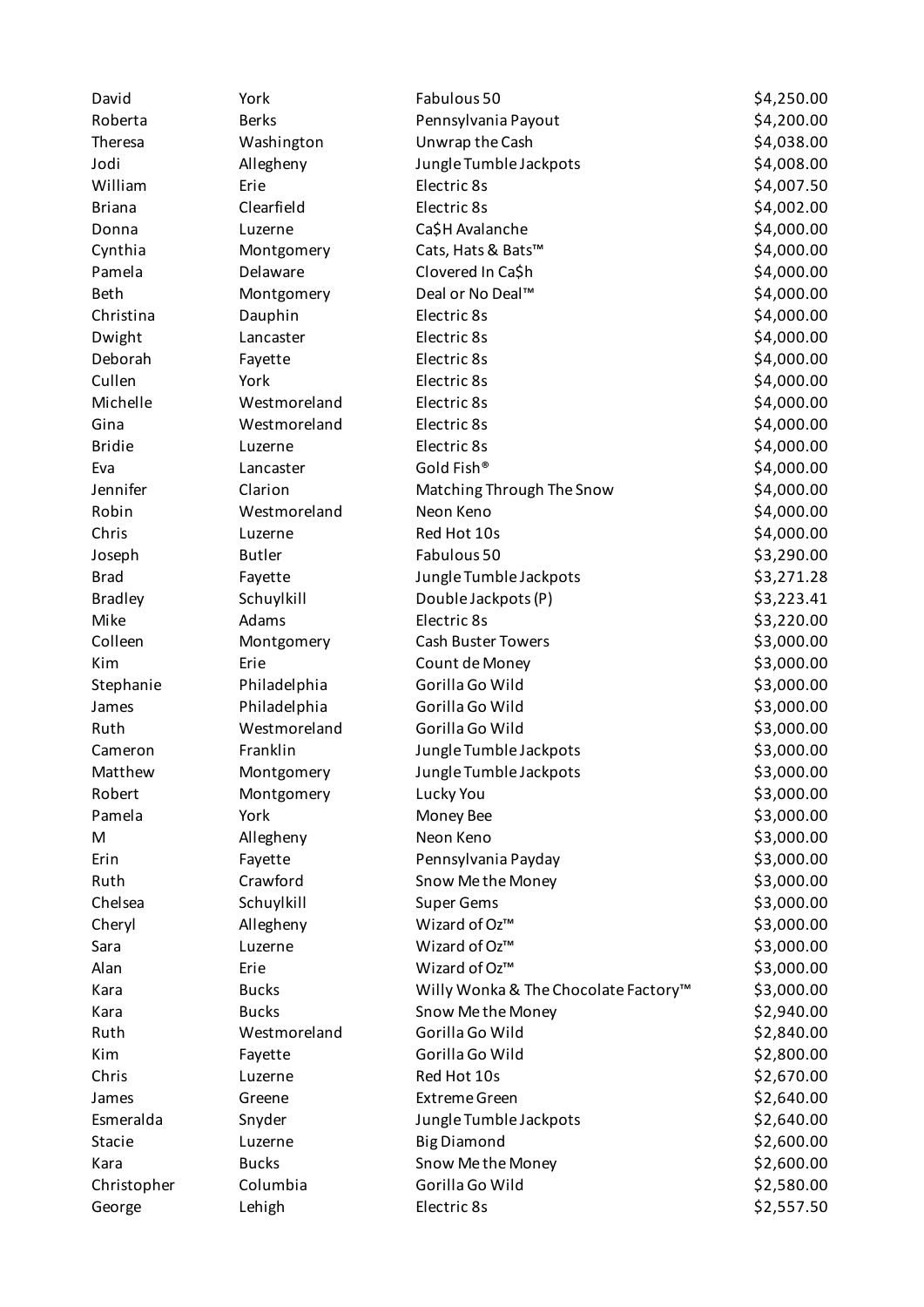| | | | |
|---|---|---|---|
| David | York | Fabulous 50 | $4,250.00 |
| Roberta | Berks | Pennsylvania Payout | $4,200.00 |
| Theresa | Washington | Unwrap the Cash | $4,038.00 |
| Jodi | Allegheny | Jungle Tumble Jackpots | $4,008.00 |
| William | Erie | Electric 8s | $4,007.50 |
| Briana | Clearfield | Electric 8s | $4,002.00 |
| Donna | Luzerne | Ca$H Avalanche | $4,000.00 |
| Cynthia | Montgomery | Cats, Hats & Bats™ | $4,000.00 |
| Pamela | Delaware | Clovered In Ca$h | $4,000.00 |
| Beth | Montgomery | Deal or No Deal™ | $4,000.00 |
| Christina | Dauphin | Electric 8s | $4,000.00 |
| Dwight | Lancaster | Electric 8s | $4,000.00 |
| Deborah | Fayette | Electric 8s | $4,000.00 |
| Cullen | York | Electric 8s | $4,000.00 |
| Michelle | Westmoreland | Electric 8s | $4,000.00 |
| Gina | Westmoreland | Electric 8s | $4,000.00 |
| Bridie | Luzerne | Electric 8s | $4,000.00 |
| Eva | Lancaster | Gold Fish® | $4,000.00 |
| Jennifer | Clarion | Matching Through The Snow | $4,000.00 |
| Robin | Westmoreland | Neon Keno | $4,000.00 |
| Chris | Luzerne | Red Hot 10s | $4,000.00 |
| Joseph | Butler | Fabulous 50 | $3,290.00 |
| Brad | Fayette | Jungle Tumble Jackpots | $3,271.28 |
| Bradley | Schuylkill | Double Jackpots (P) | $3,223.41 |
| Mike | Adams | Electric 8s | $3,220.00 |
| Colleen | Montgomery | Cash Buster Towers | $3,000.00 |
| Kim | Erie | Count de Money | $3,000.00 |
| Stephanie | Philadelphia | Gorilla Go Wild | $3,000.00 |
| James | Philadelphia | Gorilla Go Wild | $3,000.00 |
| Ruth | Westmoreland | Gorilla Go Wild | $3,000.00 |
| Cameron | Franklin | Jungle Tumble Jackpots | $3,000.00 |
| Matthew | Montgomery | Jungle Tumble Jackpots | $3,000.00 |
| Robert | Montgomery | Lucky You | $3,000.00 |
| Pamela | York | Money Bee | $3,000.00 |
| M | Allegheny | Neon Keno | $3,000.00 |
| Erin | Fayette | Pennsylvania Payday | $3,000.00 |
| Ruth | Crawford | Snow Me the Money | $3,000.00 |
| Chelsea | Schuylkill | Super Gems | $3,000.00 |
| Cheryl | Allegheny | Wizard of Oz™ | $3,000.00 |
| Sara | Luzerne | Wizard of Oz™ | $3,000.00 |
| Alan | Erie | Wizard of Oz™ | $3,000.00 |
| Kara | Bucks | Willy Wonka & The Chocolate Factory™ | $3,000.00 |
| Kara | Bucks | Snow Me the Money | $2,940.00 |
| Ruth | Westmoreland | Gorilla Go Wild | $2,840.00 |
| Kim | Fayette | Gorilla Go Wild | $2,800.00 |
| Chris | Luzerne | Red Hot 10s | $2,670.00 |
| James | Greene | Extreme Green | $2,640.00 |
| Esmeralda | Snyder | Jungle Tumble Jackpots | $2,640.00 |
| Stacie | Luzerne | Big Diamond | $2,600.00 |
| Kara | Bucks | Snow Me the Money | $2,600.00 |
| Christopher | Columbia | Gorilla Go Wild | $2,580.00 |
| George | Lehigh | Electric 8s | $2,557.50 |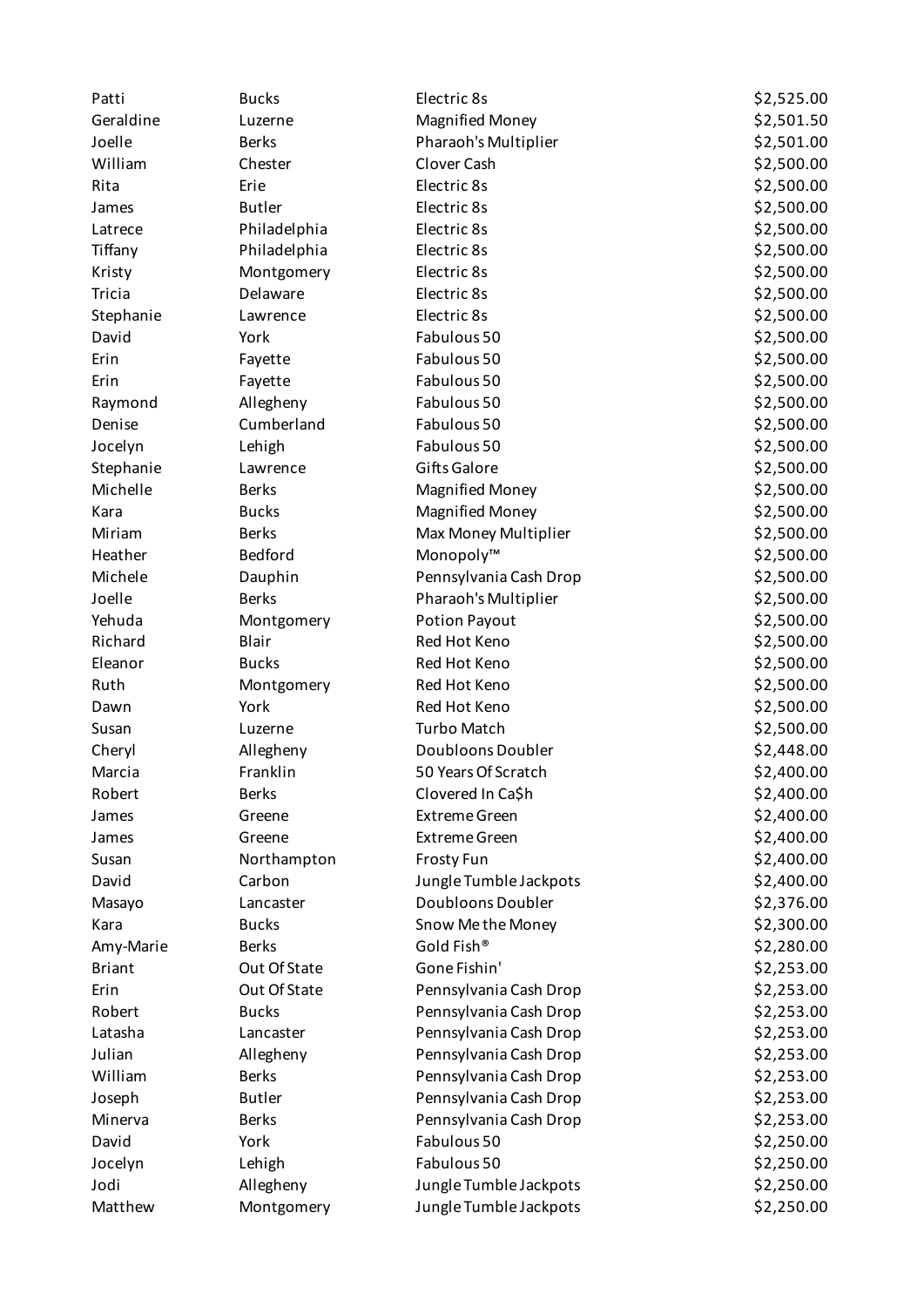| | | | |
|---|---|---|---|
| Patti | Bucks | Electric 8s | $2,525.00 |
| Geraldine | Luzerne | Magnified Money | $2,501.50 |
| Joelle | Berks | Pharaoh's Multiplier | $2,501.00 |
| William | Chester | Clover Cash | $2,500.00 |
| Rita | Erie | Electric 8s | $2,500.00 |
| James | Butler | Electric 8s | $2,500.00 |
| Latrece | Philadelphia | Electric 8s | $2,500.00 |
| Tiffany | Philadelphia | Electric 8s | $2,500.00 |
| Kristy | Montgomery | Electric 8s | $2,500.00 |
| Tricia | Delaware | Electric 8s | $2,500.00 |
| Stephanie | Lawrence | Electric 8s | $2,500.00 |
| David | York | Fabulous 50 | $2,500.00 |
| Erin | Fayette | Fabulous 50 | $2,500.00 |
| Erin | Fayette | Fabulous 50 | $2,500.00 |
| Raymond | Allegheny | Fabulous 50 | $2,500.00 |
| Denise | Cumberland | Fabulous 50 | $2,500.00 |
| Jocelyn | Lehigh | Fabulous 50 | $2,500.00 |
| Stephanie | Lawrence | Gifts Galore | $2,500.00 |
| Michelle | Berks | Magnified Money | $2,500.00 |
| Kara | Bucks | Magnified Money | $2,500.00 |
| Miriam | Berks | Max Money Multiplier | $2,500.00 |
| Heather | Bedford | Monopoly™ | $2,500.00 |
| Michele | Dauphin | Pennsylvania Cash Drop | $2,500.00 |
| Joelle | Berks | Pharaoh's Multiplier | $2,500.00 |
| Yehuda | Montgomery | Potion Payout | $2,500.00 |
| Richard | Blair | Red Hot Keno | $2,500.00 |
| Eleanor | Bucks | Red Hot Keno | $2,500.00 |
| Ruth | Montgomery | Red Hot Keno | $2,500.00 |
| Dawn | York | Red Hot Keno | $2,500.00 |
| Susan | Luzerne | Turbo Match | $2,500.00 |
| Cheryl | Allegheny | Doubloons Doubler | $2,448.00 |
| Marcia | Franklin | 50 Years Of Scratch | $2,400.00 |
| Robert | Berks | Clovered In Ca$h | $2,400.00 |
| James | Greene | Extreme Green | $2,400.00 |
| James | Greene | Extreme Green | $2,400.00 |
| Susan | Northampton | Frosty Fun | $2,400.00 |
| David | Carbon | Jungle Tumble Jackpots | $2,400.00 |
| Masayo | Lancaster | Doubloons Doubler | $2,376.00 |
| Kara | Bucks | Snow Me the Money | $2,300.00 |
| Amy-Marie | Berks | Gold Fish® | $2,280.00 |
| Briant | Out Of State | Gone Fishin' | $2,253.00 |
| Erin | Out Of State | Pennsylvania Cash Drop | $2,253.00 |
| Robert | Bucks | Pennsylvania Cash Drop | $2,253.00 |
| Latasha | Lancaster | Pennsylvania Cash Drop | $2,253.00 |
| Julian | Allegheny | Pennsylvania Cash Drop | $2,253.00 |
| William | Berks | Pennsylvania Cash Drop | $2,253.00 |
| Joseph | Butler | Pennsylvania Cash Drop | $2,253.00 |
| Minerva | Berks | Pennsylvania Cash Drop | $2,253.00 |
| David | York | Fabulous 50 | $2,250.00 |
| Jocelyn | Lehigh | Fabulous 50 | $2,250.00 |
| Jodi | Allegheny | Jungle Tumble Jackpots | $2,250.00 |
| Matthew | Montgomery | Jungle Tumble Jackpots | $2,250.00 |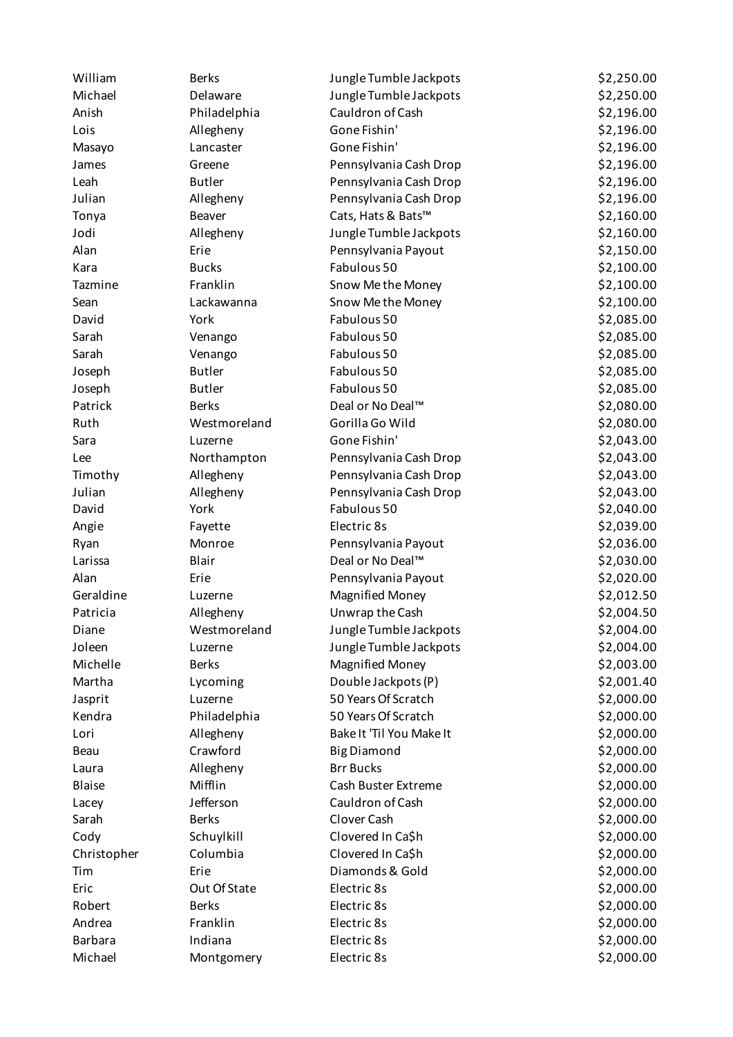| | | | |
|---|---|---|---|
| William | Berks | Jungle Tumble Jackpots | $2,250.00 |
| Michael | Delaware | Jungle Tumble Jackpots | $2,250.00 |
| Anish | Philadelphia | Cauldron of Cash | $2,196.00 |
| Lois | Allegheny | Gone Fishin' | $2,196.00 |
| Masayo | Lancaster | Gone Fishin' | $2,196.00 |
| James | Greene | Pennsylvania Cash Drop | $2,196.00 |
| Leah | Butler | Pennsylvania Cash Drop | $2,196.00 |
| Julian | Allegheny | Pennsylvania Cash Drop | $2,196.00 |
| Tonya | Beaver | Cats, Hats & Bats™ | $2,160.00 |
| Jodi | Allegheny | Jungle Tumble Jackpots | $2,160.00 |
| Alan | Erie | Pennsylvania Payout | $2,150.00 |
| Kara | Bucks | Fabulous 50 | $2,100.00 |
| Tazmine | Franklin | Snow Me the Money | $2,100.00 |
| Sean | Lackawanna | Snow Me the Money | $2,100.00 |
| David | York | Fabulous 50 | $2,085.00 |
| Sarah | Venango | Fabulous 50 | $2,085.00 |
| Sarah | Venango | Fabulous 50 | $2,085.00 |
| Joseph | Butler | Fabulous 50 | $2,085.00 |
| Joseph | Butler | Fabulous 50 | $2,085.00 |
| Patrick | Berks | Deal or No Deal™ | $2,080.00 |
| Ruth | Westmoreland | Gorilla Go Wild | $2,080.00 |
| Sara | Luzerne | Gone Fishin' | $2,043.00 |
| Lee | Northampton | Pennsylvania Cash Drop | $2,043.00 |
| Timothy | Allegheny | Pennsylvania Cash Drop | $2,043.00 |
| Julian | Allegheny | Pennsylvania Cash Drop | $2,043.00 |
| David | York | Fabulous 50 | $2,040.00 |
| Angie | Fayette | Electric 8s | $2,039.00 |
| Ryan | Monroe | Pennsylvania Payout | $2,036.00 |
| Larissa | Blair | Deal or No Deal™ | $2,030.00 |
| Alan | Erie | Pennsylvania Payout | $2,020.00 |
| Geraldine | Luzerne | Magnified Money | $2,012.50 |
| Patricia | Allegheny | Unwrap the Cash | $2,004.50 |
| Diane | Westmoreland | Jungle Tumble Jackpots | $2,004.00 |
| Joleen | Luzerne | Jungle Tumble Jackpots | $2,004.00 |
| Michelle | Berks | Magnified Money | $2,003.00 |
| Martha | Lycoming | Double Jackpots (P) | $2,001.40 |
| Jasprit | Luzerne | 50 Years Of Scratch | $2,000.00 |
| Kendra | Philadelphia | 50 Years Of Scratch | $2,000.00 |
| Lori | Allegheny | Bake It 'Til You Make It | $2,000.00 |
| Beau | Crawford | Big Diamond | $2,000.00 |
| Laura | Allegheny | Brr Bucks | $2,000.00 |
| Blaise | Mifflin | Cash Buster Extreme | $2,000.00 |
| Lacey | Jefferson | Cauldron of Cash | $2,000.00 |
| Sarah | Berks | Clover Cash | $2,000.00 |
| Cody | Schuylkill | Clovered In Ca$h | $2,000.00 |
| Christopher | Columbia | Clovered In Ca$h | $2,000.00 |
| Tim | Erie | Diamonds & Gold | $2,000.00 |
| Eric | Out Of State | Electric 8s | $2,000.00 |
| Robert | Berks | Electric 8s | $2,000.00 |
| Andrea | Franklin | Electric 8s | $2,000.00 |
| Barbara | Indiana | Electric 8s | $2,000.00 |
| Michael | Montgomery | Electric 8s | $2,000.00 |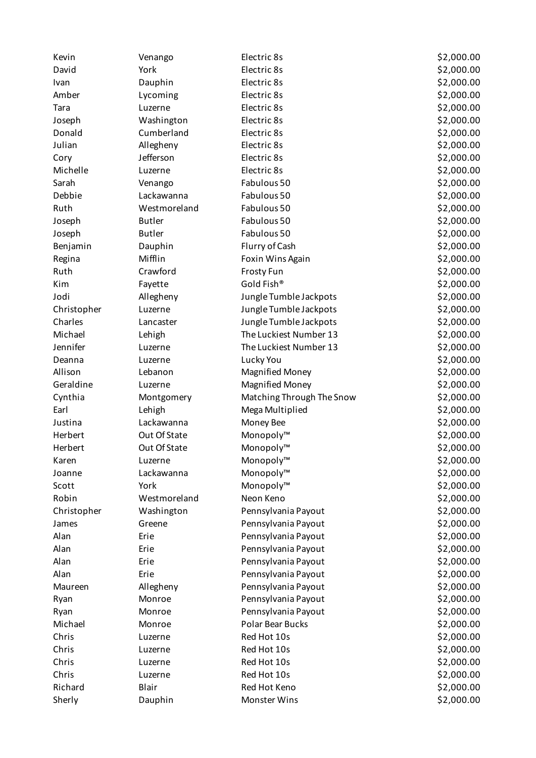| | | | |
|---|---|---|---|
| Kevin | Venango | Electric 8s | $2,000.00 |
| David | York | Electric 8s | $2,000.00 |
| Ivan | Dauphin | Electric 8s | $2,000.00 |
| Amber | Lycoming | Electric 8s | $2,000.00 |
| Tara | Luzerne | Electric 8s | $2,000.00 |
| Joseph | Washington | Electric 8s | $2,000.00 |
| Donald | Cumberland | Electric 8s | $2,000.00 |
| Julian | Allegheny | Electric 8s | $2,000.00 |
| Cory | Jefferson | Electric 8s | $2,000.00 |
| Michelle | Luzerne | Electric 8s | $2,000.00 |
| Sarah | Venango | Fabulous 50 | $2,000.00 |
| Debbie | Lackawanna | Fabulous 50 | $2,000.00 |
| Ruth | Westmoreland | Fabulous 50 | $2,000.00 |
| Joseph | Butler | Fabulous 50 | $2,000.00 |
| Joseph | Butler | Fabulous 50 | $2,000.00 |
| Benjamin | Dauphin | Flurry of Cash | $2,000.00 |
| Regina | Mifflin | Foxin Wins Again | $2,000.00 |
| Ruth | Crawford | Frosty Fun | $2,000.00 |
| Kim | Fayette | Gold Fish® | $2,000.00 |
| Jodi | Allegheny | Jungle Tumble Jackpots | $2,000.00 |
| Christopher | Luzerne | Jungle Tumble Jackpots | $2,000.00 |
| Charles | Lancaster | Jungle Tumble Jackpots | $2,000.00 |
| Michael | Lehigh | The Luckiest Number 13 | $2,000.00 |
| Jennifer | Luzerne | The Luckiest Number 13 | $2,000.00 |
| Deanna | Luzerne | Lucky You | $2,000.00 |
| Allison | Lebanon | Magnified Money | $2,000.00 |
| Geraldine | Luzerne | Magnified Money | $2,000.00 |
| Cynthia | Montgomery | Matching Through The Snow | $2,000.00 |
| Earl | Lehigh | Mega Multiplied | $2,000.00 |
| Justina | Lackawanna | Money Bee | $2,000.00 |
| Herbert | Out Of State | Monopoly™ | $2,000.00 |
| Herbert | Out Of State | Monopoly™ | $2,000.00 |
| Karen | Luzerne | Monopoly™ | $2,000.00 |
| Joanne | Lackawanna | Monopoly™ | $2,000.00 |
| Scott | York | Monopoly™ | $2,000.00 |
| Robin | Westmoreland | Neon Keno | $2,000.00 |
| Christopher | Washington | Pennsylvania Payout | $2,000.00 |
| James | Greene | Pennsylvania Payout | $2,000.00 |
| Alan | Erie | Pennsylvania Payout | $2,000.00 |
| Alan | Erie | Pennsylvania Payout | $2,000.00 |
| Alan | Erie | Pennsylvania Payout | $2,000.00 |
| Alan | Erie | Pennsylvania Payout | $2,000.00 |
| Maureen | Allegheny | Pennsylvania Payout | $2,000.00 |
| Ryan | Monroe | Pennsylvania Payout | $2,000.00 |
| Ryan | Monroe | Pennsylvania Payout | $2,000.00 |
| Michael | Monroe | Polar Bear Bucks | $2,000.00 |
| Chris | Luzerne | Red Hot 10s | $2,000.00 |
| Chris | Luzerne | Red Hot 10s | $2,000.00 |
| Chris | Luzerne | Red Hot 10s | $2,000.00 |
| Chris | Luzerne | Red Hot 10s | $2,000.00 |
| Richard | Blair | Red Hot Keno | $2,000.00 |
| Sherly | Dauphin | Monster Wins | $2,000.00 |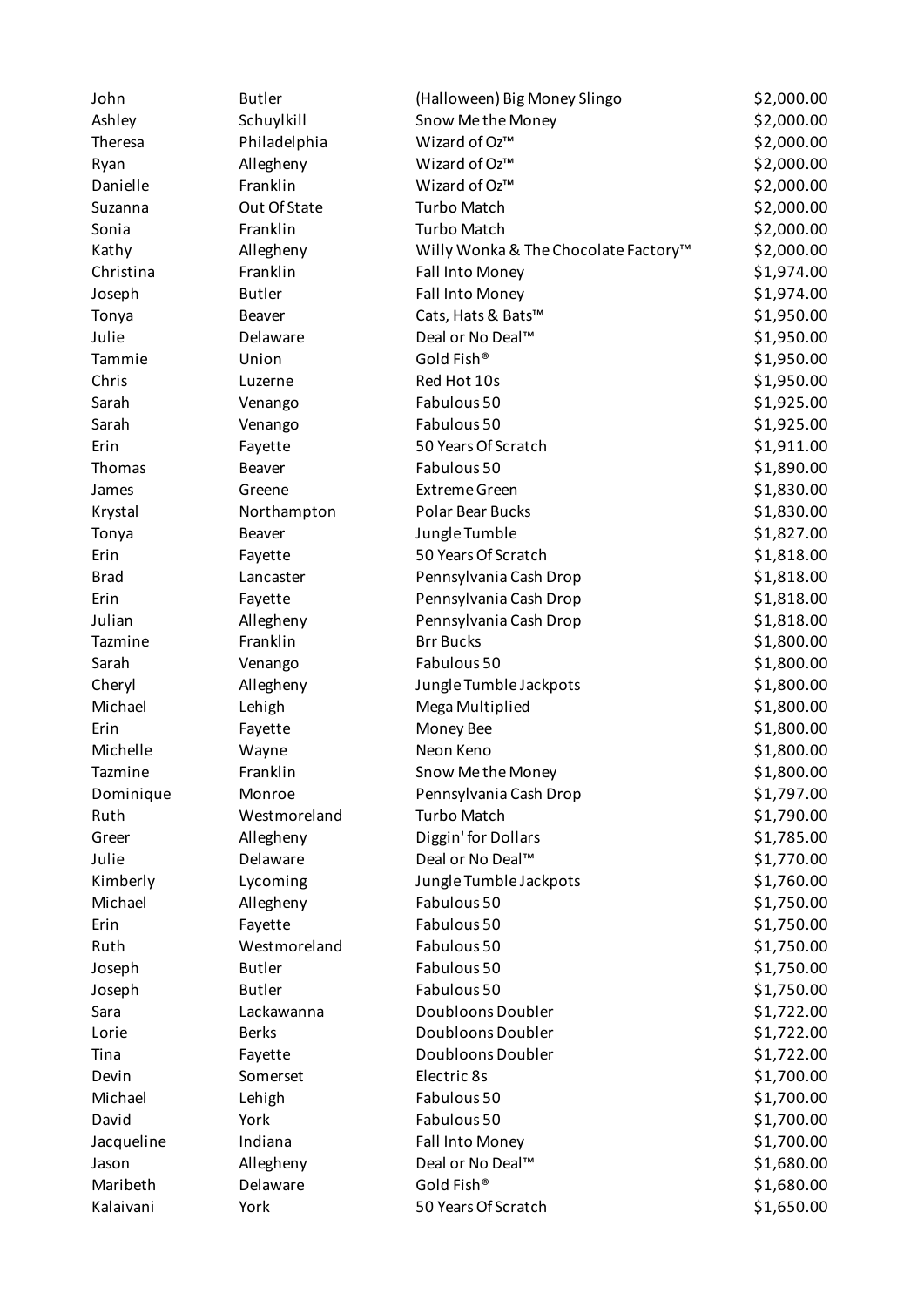| | | | |
|---|---|---|---|
| John | Butler | (Halloween) Big Money Slingo | $2,000.00 |
| Ashley | Schuylkill | Snow Me the Money | $2,000.00 |
| Theresa | Philadelphia | Wizard of Oz™ | $2,000.00 |
| Ryan | Allegheny | Wizard of Oz™ | $2,000.00 |
| Danielle | Franklin | Wizard of Oz™ | $2,000.00 |
| Suzanna | Out Of State | Turbo Match | $2,000.00 |
| Sonia | Franklin | Turbo Match | $2,000.00 |
| Kathy | Allegheny | Willy Wonka & The Chocolate Factory™ | $2,000.00 |
| Christina | Franklin | Fall Into Money | $1,974.00 |
| Joseph | Butler | Fall Into Money | $1,974.00 |
| Tonya | Beaver | Cats, Hats & Bats™ | $1,950.00 |
| Julie | Delaware | Deal or No Deal™ | $1,950.00 |
| Tammie | Union | Gold Fish® | $1,950.00 |
| Chris | Luzerne | Red Hot 10s | $1,950.00 |
| Sarah | Venango | Fabulous 50 | $1,925.00 |
| Sarah | Venango | Fabulous 50 | $1,925.00 |
| Erin | Fayette | 50 Years Of Scratch | $1,911.00 |
| Thomas | Beaver | Fabulous 50 | $1,890.00 |
| James | Greene | Extreme Green | $1,830.00 |
| Krystal | Northampton | Polar Bear Bucks | $1,830.00 |
| Tonya | Beaver | Jungle Tumble | $1,827.00 |
| Erin | Fayette | 50 Years Of Scratch | $1,818.00 |
| Brad | Lancaster | Pennsylvania Cash Drop | $1,818.00 |
| Erin | Fayette | Pennsylvania Cash Drop | $1,818.00 |
| Julian | Allegheny | Pennsylvania Cash Drop | $1,818.00 |
| Tazmine | Franklin | Brr Bucks | $1,800.00 |
| Sarah | Venango | Fabulous 50 | $1,800.00 |
| Cheryl | Allegheny | Jungle Tumble Jackpots | $1,800.00 |
| Michael | Lehigh | Mega Multiplied | $1,800.00 |
| Erin | Fayette | Money Bee | $1,800.00 |
| Michelle | Wayne | Neon Keno | $1,800.00 |
| Tazmine | Franklin | Snow Me the Money | $1,800.00 |
| Dominique | Monroe | Pennsylvania Cash Drop | $1,797.00 |
| Ruth | Westmoreland | Turbo Match | $1,790.00 |
| Greer | Allegheny | Diggin' for Dollars | $1,785.00 |
| Julie | Delaware | Deal or No Deal™ | $1,770.00 |
| Kimberly | Lycoming | Jungle Tumble Jackpots | $1,760.00 |
| Michael | Allegheny | Fabulous 50 | $1,750.00 |
| Erin | Fayette | Fabulous 50 | $1,750.00 |
| Ruth | Westmoreland | Fabulous 50 | $1,750.00 |
| Joseph | Butler | Fabulous 50 | $1,750.00 |
| Joseph | Butler | Fabulous 50 | $1,750.00 |
| Sara | Lackawanna | Doubloons Doubler | $1,722.00 |
| Lorie | Berks | Doubloons Doubler | $1,722.00 |
| Tina | Fayette | Doubloons Doubler | $1,722.00 |
| Devin | Somerset | Electric 8s | $1,700.00 |
| Michael | Lehigh | Fabulous 50 | $1,700.00 |
| David | York | Fabulous 50 | $1,700.00 |
| Jacqueline | Indiana | Fall Into Money | $1,700.00 |
| Jason | Allegheny | Deal or No Deal™ | $1,680.00 |
| Maribeth | Delaware | Gold Fish® | $1,680.00 |
| Kalaivani | York | 50 Years Of Scratch | $1,650.00 |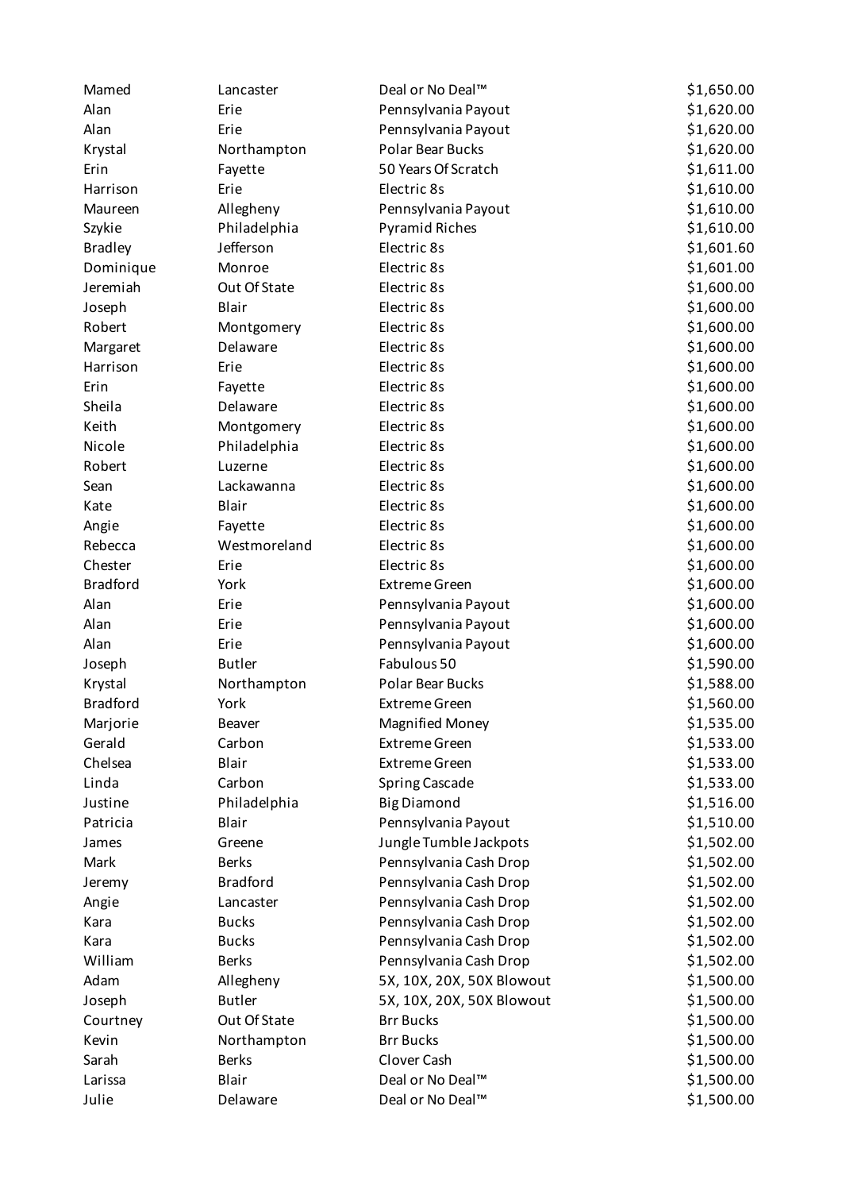| | | | |
|---|---|---|---|
| Mamed | Lancaster | Deal or No Deal™ | $1,650.00 |
| Alan | Erie | Pennsylvania Payout | $1,620.00 |
| Alan | Erie | Pennsylvania Payout | $1,620.00 |
| Krystal | Northampton | Polar Bear Bucks | $1,620.00 |
| Erin | Fayette | 50 Years Of Scratch | $1,611.00 |
| Harrison | Erie | Electric 8s | $1,610.00 |
| Maureen | Allegheny | Pennsylvania Payout | $1,610.00 |
| Szykie | Philadelphia | Pyramid Riches | $1,610.00 |
| Bradley | Jefferson | Electric 8s | $1,601.60 |
| Dominique | Monroe | Electric 8s | $1,601.00 |
| Jeremiah | Out Of State | Electric 8s | $1,600.00 |
| Joseph | Blair | Electric 8s | $1,600.00 |
| Robert | Montgomery | Electric 8s | $1,600.00 |
| Margaret | Delaware | Electric 8s | $1,600.00 |
| Harrison | Erie | Electric 8s | $1,600.00 |
| Erin | Fayette | Electric 8s | $1,600.00 |
| Sheila | Delaware | Electric 8s | $1,600.00 |
| Keith | Montgomery | Electric 8s | $1,600.00 |
| Nicole | Philadelphia | Electric 8s | $1,600.00 |
| Robert | Luzerne | Electric 8s | $1,600.00 |
| Sean | Lackawanna | Electric 8s | $1,600.00 |
| Kate | Blair | Electric 8s | $1,600.00 |
| Angie | Fayette | Electric 8s | $1,600.00 |
| Rebecca | Westmoreland | Electric 8s | $1,600.00 |
| Chester | Erie | Electric 8s | $1,600.00 |
| Bradford | York | Extreme Green | $1,600.00 |
| Alan | Erie | Pennsylvania Payout | $1,600.00 |
| Alan | Erie | Pennsylvania Payout | $1,600.00 |
| Alan | Erie | Pennsylvania Payout | $1,600.00 |
| Joseph | Butler | Fabulous 50 | $1,590.00 |
| Krystal | Northampton | Polar Bear Bucks | $1,588.00 |
| Bradford | York | Extreme Green | $1,560.00 |
| Marjorie | Beaver | Magnified Money | $1,535.00 |
| Gerald | Carbon | Extreme Green | $1,533.00 |
| Chelsea | Blair | Extreme Green | $1,533.00 |
| Linda | Carbon | Spring Cascade | $1,533.00 |
| Justine | Philadelphia | Big Diamond | $1,516.00 |
| Patricia | Blair | Pennsylvania Payout | $1,510.00 |
| James | Greene | Jungle Tumble Jackpots | $1,502.00 |
| Mark | Berks | Pennsylvania Cash Drop | $1,502.00 |
| Jeremy | Bradford | Pennsylvania Cash Drop | $1,502.00 |
| Angie | Lancaster | Pennsylvania Cash Drop | $1,502.00 |
| Kara | Bucks | Pennsylvania Cash Drop | $1,502.00 |
| Kara | Bucks | Pennsylvania Cash Drop | $1,502.00 |
| William | Berks | Pennsylvania Cash Drop | $1,502.00 |
| Adam | Allegheny | 5X, 10X, 20X, 50X Blowout | $1,500.00 |
| Joseph | Butler | 5X, 10X, 20X, 50X Blowout | $1,500.00 |
| Courtney | Out Of State | Brr Bucks | $1,500.00 |
| Kevin | Northampton | Brr Bucks | $1,500.00 |
| Sarah | Berks | Clover Cash | $1,500.00 |
| Larissa | Blair | Deal or No Deal™ | $1,500.00 |
| Julie | Delaware | Deal or No Deal™ | $1,500.00 |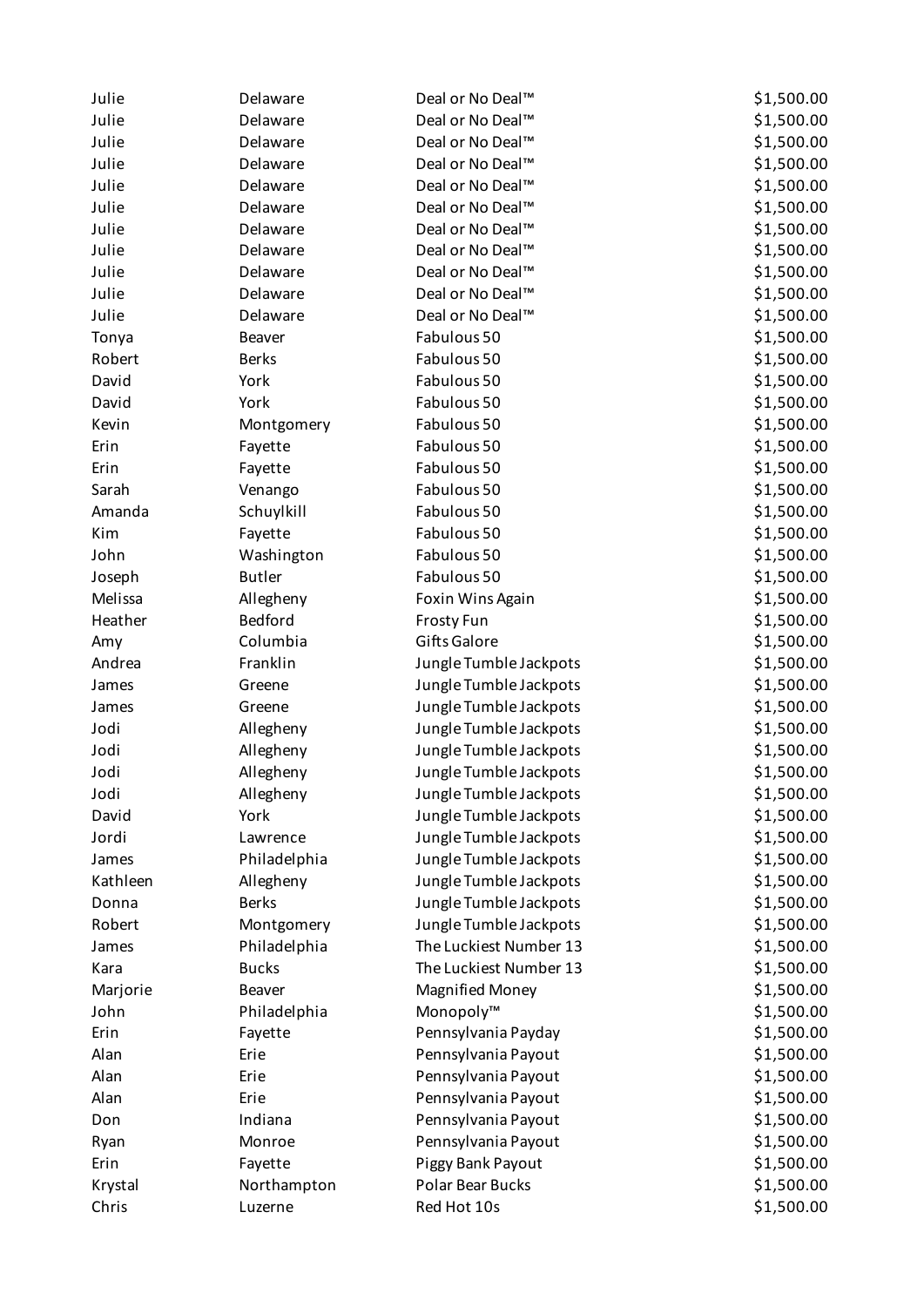| | | | |
|---|---|---|---|
| Julie | Delaware | Deal or No Deal™ | $1,500.00 |
| Julie | Delaware | Deal or No Deal™ | $1,500.00 |
| Julie | Delaware | Deal or No Deal™ | $1,500.00 |
| Julie | Delaware | Deal or No Deal™ | $1,500.00 |
| Julie | Delaware | Deal or No Deal™ | $1,500.00 |
| Julie | Delaware | Deal or No Deal™ | $1,500.00 |
| Julie | Delaware | Deal or No Deal™ | $1,500.00 |
| Julie | Delaware | Deal or No Deal™ | $1,500.00 |
| Julie | Delaware | Deal or No Deal™ | $1,500.00 |
| Julie | Delaware | Deal or No Deal™ | $1,500.00 |
| Julie | Delaware | Deal or No Deal™ | $1,500.00 |
| Tonya | Beaver | Fabulous 50 | $1,500.00 |
| Robert | Berks | Fabulous 50 | $1,500.00 |
| David | York | Fabulous 50 | $1,500.00 |
| David | York | Fabulous 50 | $1,500.00 |
| Kevin | Montgomery | Fabulous 50 | $1,500.00 |
| Erin | Fayette | Fabulous 50 | $1,500.00 |
| Erin | Fayette | Fabulous 50 | $1,500.00 |
| Sarah | Venango | Fabulous 50 | $1,500.00 |
| Amanda | Schuylkill | Fabulous 50 | $1,500.00 |
| Kim | Fayette | Fabulous 50 | $1,500.00 |
| John | Washington | Fabulous 50 | $1,500.00 |
| Joseph | Butler | Fabulous 50 | $1,500.00 |
| Melissa | Allegheny | Foxin Wins Again | $1,500.00 |
| Heather | Bedford | Frosty Fun | $1,500.00 |
| Amy | Columbia | Gifts Galore | $1,500.00 |
| Andrea | Franklin | Jungle Tumble Jackpots | $1,500.00 |
| James | Greene | Jungle Tumble Jackpots | $1,500.00 |
| James | Greene | Jungle Tumble Jackpots | $1,500.00 |
| Jodi | Allegheny | Jungle Tumble Jackpots | $1,500.00 |
| Jodi | Allegheny | Jungle Tumble Jackpots | $1,500.00 |
| Jodi | Allegheny | Jungle Tumble Jackpots | $1,500.00 |
| Jodi | Allegheny | Jungle Tumble Jackpots | $1,500.00 |
| David | York | Jungle Tumble Jackpots | $1,500.00 |
| Jordi | Lawrence | Jungle Tumble Jackpots | $1,500.00 |
| James | Philadelphia | Jungle Tumble Jackpots | $1,500.00 |
| Kathleen | Allegheny | Jungle Tumble Jackpots | $1,500.00 |
| Donna | Berks | Jungle Tumble Jackpots | $1,500.00 |
| Robert | Montgomery | Jungle Tumble Jackpots | $1,500.00 |
| James | Philadelphia | The Luckiest Number 13 | $1,500.00 |
| Kara | Bucks | The Luckiest Number 13 | $1,500.00 |
| Marjorie | Beaver | Magnified Money | $1,500.00 |
| John | Philadelphia | Monopoly™ | $1,500.00 |
| Erin | Fayette | Pennsylvania Payday | $1,500.00 |
| Alan | Erie | Pennsylvania Payout | $1,500.00 |
| Alan | Erie | Pennsylvania Payout | $1,500.00 |
| Alan | Erie | Pennsylvania Payout | $1,500.00 |
| Don | Indiana | Pennsylvania Payout | $1,500.00 |
| Ryan | Monroe | Pennsylvania Payout | $1,500.00 |
| Erin | Fayette | Piggy Bank Payout | $1,500.00 |
| Krystal | Northampton | Polar Bear Bucks | $1,500.00 |
| Chris | Luzerne | Red Hot 10s | $1,500.00 |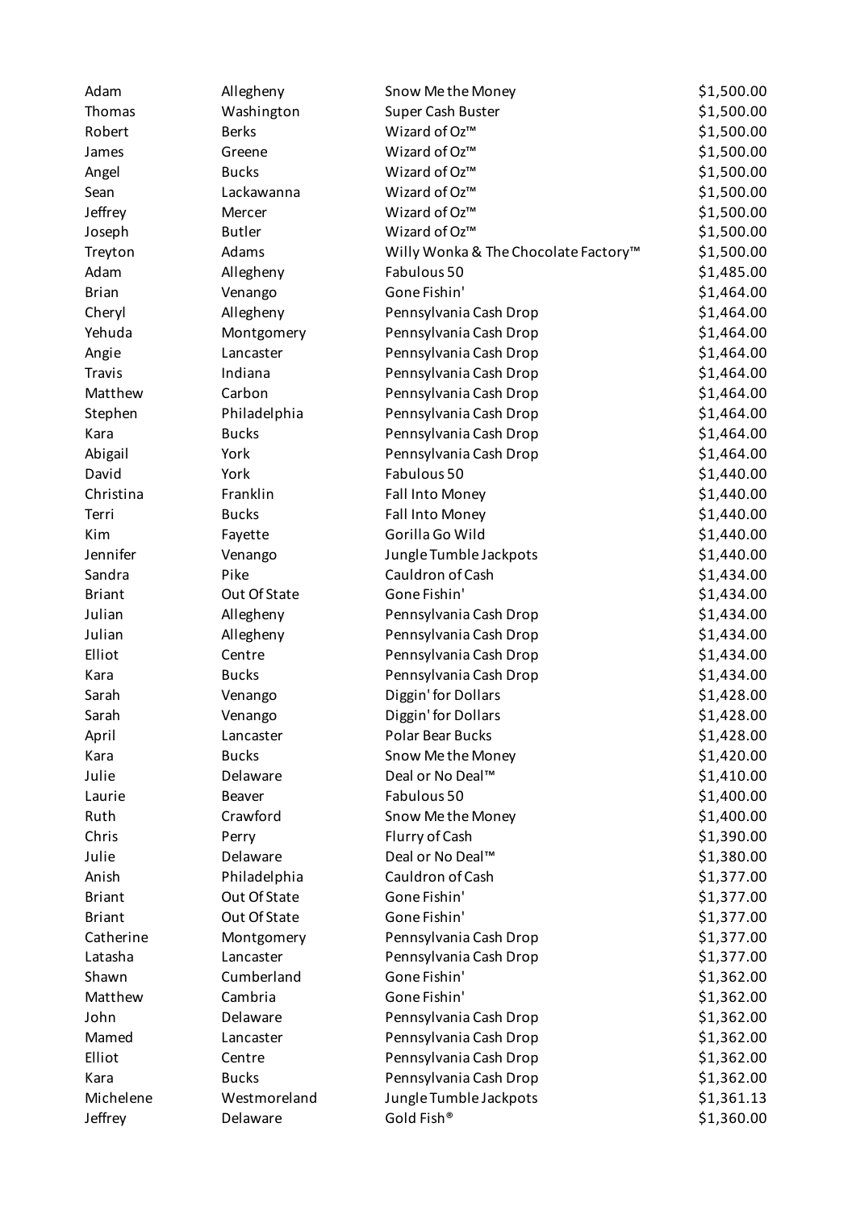| | | | |
|---|---|---|---|
| Adam | Allegheny | Snow Me the Money | $1,500.00 |
| Thomas | Washington | Super Cash Buster | $1,500.00 |
| Robert | Berks | Wizard of Oz™ | $1,500.00 |
| James | Greene | Wizard of Oz™ | $1,500.00 |
| Angel | Bucks | Wizard of Oz™ | $1,500.00 |
| Sean | Lackawanna | Wizard of Oz™ | $1,500.00 |
| Jeffrey | Mercer | Wizard of Oz™ | $1,500.00 |
| Joseph | Butler | Wizard of Oz™ | $1,500.00 |
| Treyton | Adams | Willy Wonka & The Chocolate Factory™ | $1,500.00 |
| Adam | Allegheny | Fabulous 50 | $1,485.00 |
| Brian | Venango | Gone Fishin' | $1,464.00 |
| Cheryl | Allegheny | Pennsylvania Cash Drop | $1,464.00 |
| Yehuda | Montgomery | Pennsylvania Cash Drop | $1,464.00 |
| Angie | Lancaster | Pennsylvania Cash Drop | $1,464.00 |
| Travis | Indiana | Pennsylvania Cash Drop | $1,464.00 |
| Matthew | Carbon | Pennsylvania Cash Drop | $1,464.00 |
| Stephen | Philadelphia | Pennsylvania Cash Drop | $1,464.00 |
| Kara | Bucks | Pennsylvania Cash Drop | $1,464.00 |
| Abigail | York | Pennsylvania Cash Drop | $1,464.00 |
| David | York | Fabulous 50 | $1,440.00 |
| Christina | Franklin | Fall Into Money | $1,440.00 |
| Terri | Bucks | Fall Into Money | $1,440.00 |
| Kim | Fayette | Gorilla Go Wild | $1,440.00 |
| Jennifer | Venango | Jungle Tumble Jackpots | $1,440.00 |
| Sandra | Pike | Cauldron of Cash | $1,434.00 |
| Briant | Out Of State | Gone Fishin' | $1,434.00 |
| Julian | Allegheny | Pennsylvania Cash Drop | $1,434.00 |
| Julian | Allegheny | Pennsylvania Cash Drop | $1,434.00 |
| Elliot | Centre | Pennsylvania Cash Drop | $1,434.00 |
| Kara | Bucks | Pennsylvania Cash Drop | $1,434.00 |
| Sarah | Venango | Diggin' for Dollars | $1,428.00 |
| Sarah | Venango | Diggin' for Dollars | $1,428.00 |
| April | Lancaster | Polar Bear Bucks | $1,428.00 |
| Kara | Bucks | Snow Me the Money | $1,420.00 |
| Julie | Delaware | Deal or No Deal™ | $1,410.00 |
| Laurie | Beaver | Fabulous 50 | $1,400.00 |
| Ruth | Crawford | Snow Me the Money | $1,400.00 |
| Chris | Perry | Flurry of Cash | $1,390.00 |
| Julie | Delaware | Deal or No Deal™ | $1,380.00 |
| Anish | Philadelphia | Cauldron of Cash | $1,377.00 |
| Briant | Out Of State | Gone Fishin' | $1,377.00 |
| Briant | Out Of State | Gone Fishin' | $1,377.00 |
| Catherine | Montgomery | Pennsylvania Cash Drop | $1,377.00 |
| Latasha | Lancaster | Pennsylvania Cash Drop | $1,377.00 |
| Shawn | Cumberland | Gone Fishin' | $1,362.00 |
| Matthew | Cambria | Gone Fishin' | $1,362.00 |
| John | Delaware | Pennsylvania Cash Drop | $1,362.00 |
| Mamed | Lancaster | Pennsylvania Cash Drop | $1,362.00 |
| Elliot | Centre | Pennsylvania Cash Drop | $1,362.00 |
| Kara | Bucks | Pennsylvania Cash Drop | $1,362.00 |
| Michelene | Westmoreland | Jungle Tumble Jackpots | $1,361.13 |
| Jeffrey | Delaware | Gold Fish® | $1,360.00 |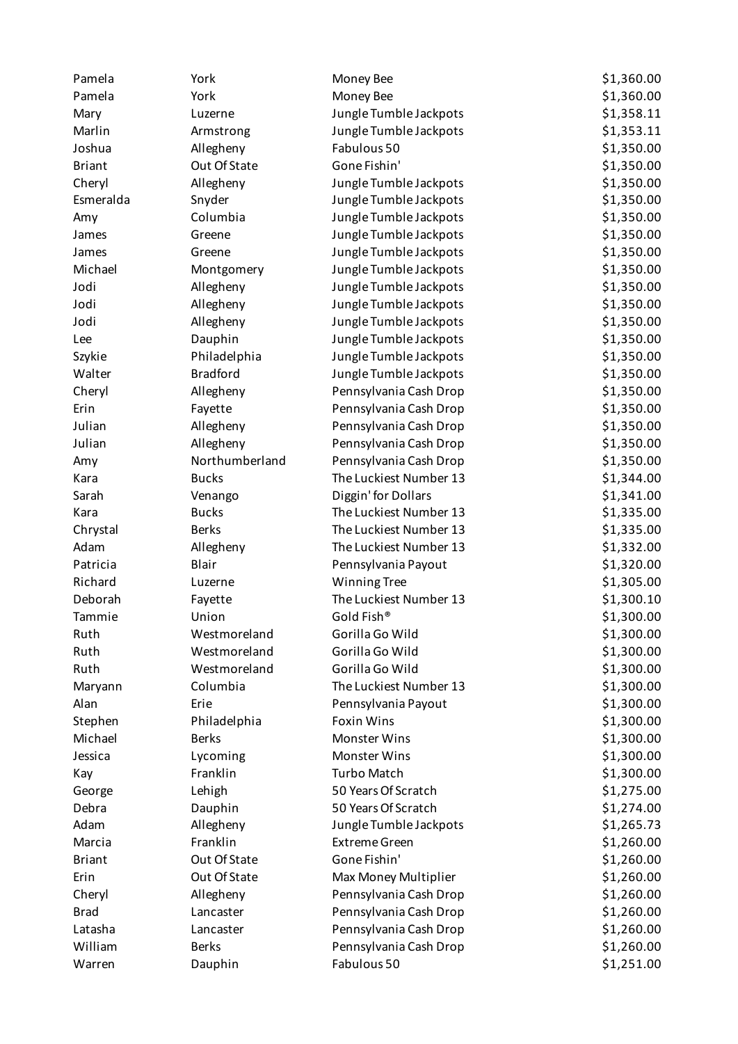| | | | |
|---|---|---|---|
| Pamela | York | Money Bee | $1,360.00 |
| Pamela | York | Money Bee | $1,360.00 |
| Mary | Luzerne | Jungle Tumble Jackpots | $1,358.11 |
| Marlin | Armstrong | Jungle Tumble Jackpots | $1,353.11 |
| Joshua | Allegheny | Fabulous 50 | $1,350.00 |
| Briant | Out Of State | Gone Fishin' | $1,350.00 |
| Cheryl | Allegheny | Jungle Tumble Jackpots | $1,350.00 |
| Esmeralda | Snyder | Jungle Tumble Jackpots | $1,350.00 |
| Amy | Columbia | Jungle Tumble Jackpots | $1,350.00 |
| James | Greene | Jungle Tumble Jackpots | $1,350.00 |
| James | Greene | Jungle Tumble Jackpots | $1,350.00 |
| Michael | Montgomery | Jungle Tumble Jackpots | $1,350.00 |
| Jodi | Allegheny | Jungle Tumble Jackpots | $1,350.00 |
| Jodi | Allegheny | Jungle Tumble Jackpots | $1,350.00 |
| Jodi | Allegheny | Jungle Tumble Jackpots | $1,350.00 |
| Lee | Dauphin | Jungle Tumble Jackpots | $1,350.00 |
| Szykie | Philadelphia | Jungle Tumble Jackpots | $1,350.00 |
| Walter | Bradford | Jungle Tumble Jackpots | $1,350.00 |
| Cheryl | Allegheny | Pennsylvania Cash Drop | $1,350.00 |
| Erin | Fayette | Pennsylvania Cash Drop | $1,350.00 |
| Julian | Allegheny | Pennsylvania Cash Drop | $1,350.00 |
| Julian | Allegheny | Pennsylvania Cash Drop | $1,350.00 |
| Amy | Northumberland | Pennsylvania Cash Drop | $1,350.00 |
| Kara | Bucks | The Luckiest Number 13 | $1,344.00 |
| Sarah | Venango | Diggin' for Dollars | $1,341.00 |
| Kara | Bucks | The Luckiest Number 13 | $1,335.00 |
| Chrystal | Berks | The Luckiest Number 13 | $1,335.00 |
| Adam | Allegheny | The Luckiest Number 13 | $1,332.00 |
| Patricia | Blair | Pennsylvania Payout | $1,320.00 |
| Richard | Luzerne | Winning Tree | $1,305.00 |
| Deborah | Fayette | The Luckiest Number 13 | $1,300.10 |
| Tammie | Union | Gold Fish® | $1,300.00 |
| Ruth | Westmoreland | Gorilla Go Wild | $1,300.00 |
| Ruth | Westmoreland | Gorilla Go Wild | $1,300.00 |
| Ruth | Westmoreland | Gorilla Go Wild | $1,300.00 |
| Maryann | Columbia | The Luckiest Number 13 | $1,300.00 |
| Alan | Erie | Pennsylvania Payout | $1,300.00 |
| Stephen | Philadelphia | Foxin Wins | $1,300.00 |
| Michael | Berks | Monster Wins | $1,300.00 |
| Jessica | Lycoming | Monster Wins | $1,300.00 |
| Kay | Franklin | Turbo Match | $1,300.00 |
| George | Lehigh | 50 Years Of Scratch | $1,275.00 |
| Debra | Dauphin | 50 Years Of Scratch | $1,274.00 |
| Adam | Allegheny | Jungle Tumble Jackpots | $1,265.73 |
| Marcia | Franklin | Extreme Green | $1,260.00 |
| Briant | Out Of State | Gone Fishin' | $1,260.00 |
| Erin | Out Of State | Max Money Multiplier | $1,260.00 |
| Cheryl | Allegheny | Pennsylvania Cash Drop | $1,260.00 |
| Brad | Lancaster | Pennsylvania Cash Drop | $1,260.00 |
| Latasha | Lancaster | Pennsylvania Cash Drop | $1,260.00 |
| William | Berks | Pennsylvania Cash Drop | $1,260.00 |
| Warren | Dauphin | Fabulous 50 | $1,251.00 |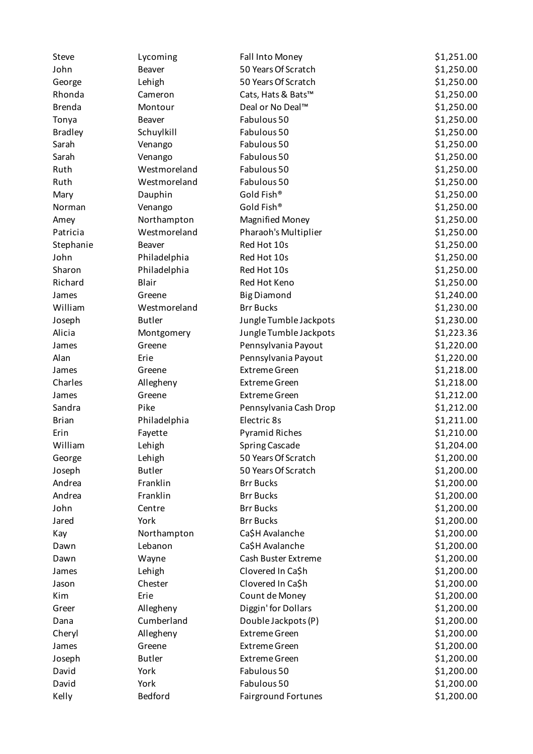| | | | |
|---|---|---|---|
| Steve | Lycoming | Fall Into Money | $1,251.00 |
| John | Beaver | 50 Years Of Scratch | $1,250.00 |
| George | Lehigh | 50 Years Of Scratch | $1,250.00 |
| Rhonda | Cameron | Cats, Hats & Bats™ | $1,250.00 |
| Brenda | Montour | Deal or No Deal™ | $1,250.00 |
| Tonya | Beaver | Fabulous 50 | $1,250.00 |
| Bradley | Schuylkill | Fabulous 50 | $1,250.00 |
| Sarah | Venango | Fabulous 50 | $1,250.00 |
| Sarah | Venango | Fabulous 50 | $1,250.00 |
| Ruth | Westmoreland | Fabulous 50 | $1,250.00 |
| Ruth | Westmoreland | Fabulous 50 | $1,250.00 |
| Mary | Dauphin | Gold Fish® | $1,250.00 |
| Norman | Venango | Gold Fish® | $1,250.00 |
| Amey | Northampton | Magnified Money | $1,250.00 |
| Patricia | Westmoreland | Pharaoh's Multiplier | $1,250.00 |
| Stephanie | Beaver | Red Hot 10s | $1,250.00 |
| John | Philadelphia | Red Hot 10s | $1,250.00 |
| Sharon | Philadelphia | Red Hot 10s | $1,250.00 |
| Richard | Blair | Red Hot Keno | $1,250.00 |
| James | Greene | Big Diamond | $1,240.00 |
| William | Westmoreland | Brr Bucks | $1,230.00 |
| Joseph | Butler | Jungle Tumble Jackpots | $1,230.00 |
| Alicia | Montgomery | Jungle Tumble Jackpots | $1,223.36 |
| James | Greene | Pennsylvania Payout | $1,220.00 |
| Alan | Erie | Pennsylvania Payout | $1,220.00 |
| James | Greene | Extreme Green | $1,218.00 |
| Charles | Allegheny | Extreme Green | $1,218.00 |
| James | Greene | Extreme Green | $1,212.00 |
| Sandra | Pike | Pennsylvania Cash Drop | $1,212.00 |
| Brian | Philadelphia | Electric 8s | $1,211.00 |
| Erin | Fayette | Pyramid Riches | $1,210.00 |
| William | Lehigh | Spring Cascade | $1,204.00 |
| George | Lehigh | 50 Years Of Scratch | $1,200.00 |
| Joseph | Butler | 50 Years Of Scratch | $1,200.00 |
| Andrea | Franklin | Brr Bucks | $1,200.00 |
| Andrea | Franklin | Brr Bucks | $1,200.00 |
| John | Centre | Brr Bucks | $1,200.00 |
| Jared | York | Brr Bucks | $1,200.00 |
| Kay | Northampton | Ca$H Avalanche | $1,200.00 |
| Dawn | Lebanon | Ca$H Avalanche | $1,200.00 |
| Dawn | Wayne | Cash Buster Extreme | $1,200.00 |
| James | Lehigh | Clovered In Ca$h | $1,200.00 |
| Jason | Chester | Clovered In Ca$h | $1,200.00 |
| Kim | Erie | Count de Money | $1,200.00 |
| Greer | Allegheny | Diggin' for Dollars | $1,200.00 |
| Dana | Cumberland | Double Jackpots (P) | $1,200.00 |
| Cheryl | Allegheny | Extreme Green | $1,200.00 |
| James | Greene | Extreme Green | $1,200.00 |
| Joseph | Butler | Extreme Green | $1,200.00 |
| David | York | Fabulous 50 | $1,200.00 |
| David | York | Fabulous 50 | $1,200.00 |
| Kelly | Bedford | Fairground Fortunes | $1,200.00 |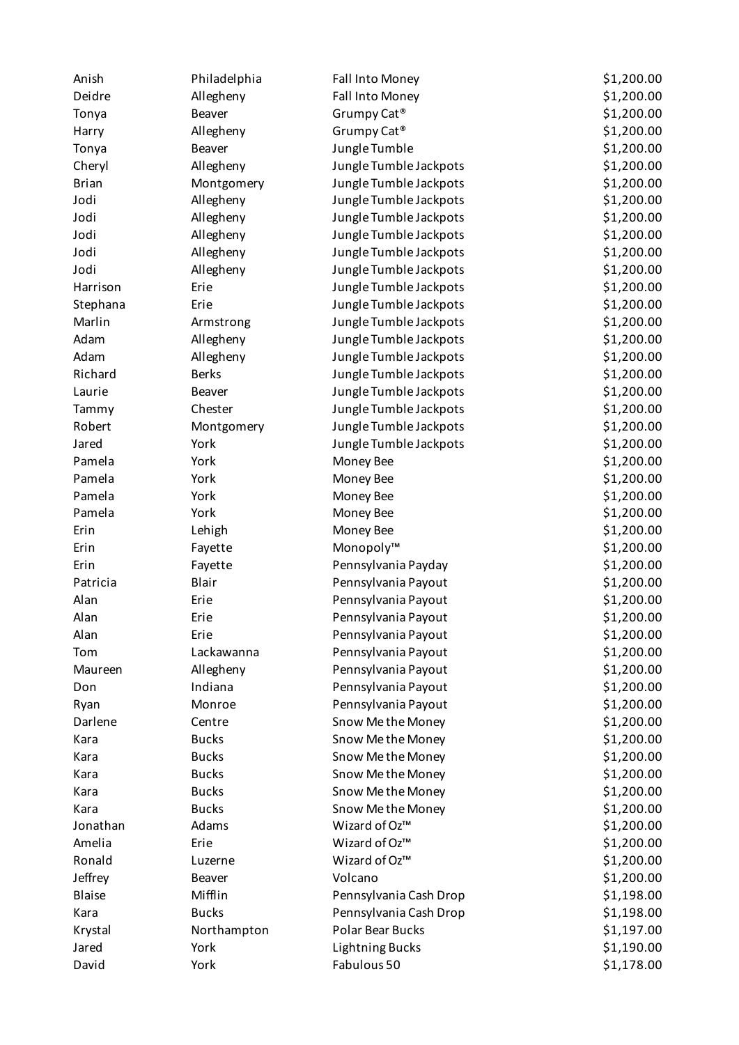| | | | |
|---|---|---|---|
| Anish | Philadelphia | Fall Into Money | $1,200.00 |
| Deidre | Allegheny | Fall Into Money | $1,200.00 |
| Tonya | Beaver | Grumpy Cat® | $1,200.00 |
| Harry | Allegheny | Grumpy Cat® | $1,200.00 |
| Tonya | Beaver | Jungle Tumble | $1,200.00 |
| Cheryl | Allegheny | Jungle Tumble Jackpots | $1,200.00 |
| Brian | Montgomery | Jungle Tumble Jackpots | $1,200.00 |
| Jodi | Allegheny | Jungle Tumble Jackpots | $1,200.00 |
| Jodi | Allegheny | Jungle Tumble Jackpots | $1,200.00 |
| Jodi | Allegheny | Jungle Tumble Jackpots | $1,200.00 |
| Jodi | Allegheny | Jungle Tumble Jackpots | $1,200.00 |
| Jodi | Allegheny | Jungle Tumble Jackpots | $1,200.00 |
| Harrison | Erie | Jungle Tumble Jackpots | $1,200.00 |
| Stephana | Erie | Jungle Tumble Jackpots | $1,200.00 |
| Marlin | Armstrong | Jungle Tumble Jackpots | $1,200.00 |
| Adam | Allegheny | Jungle Tumble Jackpots | $1,200.00 |
| Adam | Allegheny | Jungle Tumble Jackpots | $1,200.00 |
| Richard | Berks | Jungle Tumble Jackpots | $1,200.00 |
| Laurie | Beaver | Jungle Tumble Jackpots | $1,200.00 |
| Tammy | Chester | Jungle Tumble Jackpots | $1,200.00 |
| Robert | Montgomery | Jungle Tumble Jackpots | $1,200.00 |
| Jared | York | Jungle Tumble Jackpots | $1,200.00 |
| Pamela | York | Money Bee | $1,200.00 |
| Pamela | York | Money Bee | $1,200.00 |
| Pamela | York | Money Bee | $1,200.00 |
| Pamela | York | Money Bee | $1,200.00 |
| Erin | Lehigh | Money Bee | $1,200.00 |
| Erin | Fayette | Monopoly™ | $1,200.00 |
| Erin | Fayette | Pennsylvania Payday | $1,200.00 |
| Patricia | Blair | Pennsylvania Payout | $1,200.00 |
| Alan | Erie | Pennsylvania Payout | $1,200.00 |
| Alan | Erie | Pennsylvania Payout | $1,200.00 |
| Alan | Erie | Pennsylvania Payout | $1,200.00 |
| Tom | Lackawanna | Pennsylvania Payout | $1,200.00 |
| Maureen | Allegheny | Pennsylvania Payout | $1,200.00 |
| Don | Indiana | Pennsylvania Payout | $1,200.00 |
| Ryan | Monroe | Pennsylvania Payout | $1,200.00 |
| Darlene | Centre | Snow Me the Money | $1,200.00 |
| Kara | Bucks | Snow Me the Money | $1,200.00 |
| Kara | Bucks | Snow Me the Money | $1,200.00 |
| Kara | Bucks | Snow Me the Money | $1,200.00 |
| Kara | Bucks | Snow Me the Money | $1,200.00 |
| Kara | Bucks | Snow Me the Money | $1,200.00 |
| Jonathan | Adams | Wizard of Oz™ | $1,200.00 |
| Amelia | Erie | Wizard of Oz™ | $1,200.00 |
| Ronald | Luzerne | Wizard of Oz™ | $1,200.00 |
| Jeffrey | Beaver | Volcano | $1,200.00 |
| Blaise | Mifflin | Pennsylvania Cash Drop | $1,198.00 |
| Kara | Bucks | Pennsylvania Cash Drop | $1,198.00 |
| Krystal | Northampton | Polar Bear Bucks | $1,197.00 |
| Jared | York | Lightning Bucks | $1,190.00 |
| David | York | Fabulous 50 | $1,178.00 |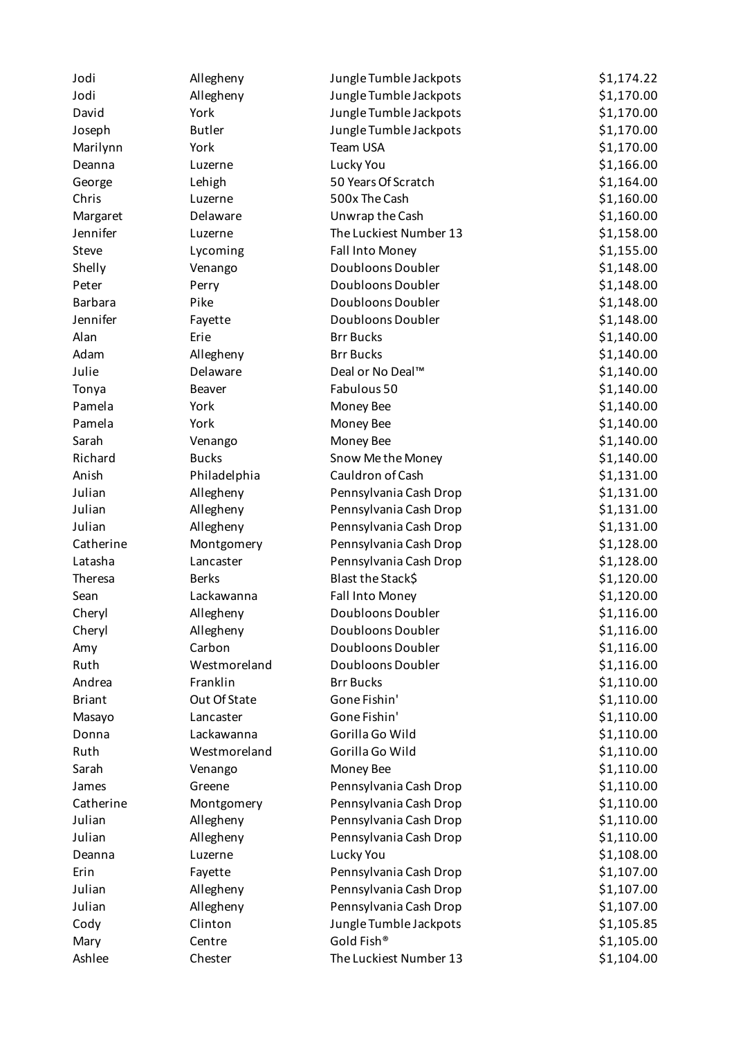| | | | |
|---|---|---|---|
| Jodi | Allegheny | Jungle Tumble Jackpots | $1,174.22 |
| Jodi | Allegheny | Jungle Tumble Jackpots | $1,170.00 |
| David | York | Jungle Tumble Jackpots | $1,170.00 |
| Joseph | Butler | Jungle Tumble Jackpots | $1,170.00 |
| Marilynn | York | Team USA | $1,170.00 |
| Deanna | Luzerne | Lucky You | $1,166.00 |
| George | Lehigh | 50 Years Of Scratch | $1,164.00 |
| Chris | Luzerne | 500x The Cash | $1,160.00 |
| Margaret | Delaware | Unwrap the Cash | $1,160.00 |
| Jennifer | Luzerne | The Luckiest Number 13 | $1,158.00 |
| Steve | Lycoming | Fall Into Money | $1,155.00 |
| Shelly | Venango | Doubloons Doubler | $1,148.00 |
| Peter | Perry | Doubloons Doubler | $1,148.00 |
| Barbara | Pike | Doubloons Doubler | $1,148.00 |
| Jennifer | Fayette | Doubloons Doubler | $1,148.00 |
| Alan | Erie | Brr Bucks | $1,140.00 |
| Adam | Allegheny | Brr Bucks | $1,140.00 |
| Julie | Delaware | Deal or No Deal™ | $1,140.00 |
| Tonya | Beaver | Fabulous 50 | $1,140.00 |
| Pamela | York | Money Bee | $1,140.00 |
| Pamela | York | Money Bee | $1,140.00 |
| Sarah | Venango | Money Bee | $1,140.00 |
| Richard | Bucks | Snow Me the Money | $1,140.00 |
| Anish | Philadelphia | Cauldron of Cash | $1,131.00 |
| Julian | Allegheny | Pennsylvania Cash Drop | $1,131.00 |
| Julian | Allegheny | Pennsylvania Cash Drop | $1,131.00 |
| Julian | Allegheny | Pennsylvania Cash Drop | $1,131.00 |
| Catherine | Montgomery | Pennsylvania Cash Drop | $1,128.00 |
| Latasha | Lancaster | Pennsylvania Cash Drop | $1,128.00 |
| Theresa | Berks | Blast the Stack$ | $1,120.00 |
| Sean | Lackawanna | Fall Into Money | $1,120.00 |
| Cheryl | Allegheny | Doubloons Doubler | $1,116.00 |
| Cheryl | Allegheny | Doubloons Doubler | $1,116.00 |
| Amy | Carbon | Doubloons Doubler | $1,116.00 |
| Ruth | Westmoreland | Doubloons Doubler | $1,116.00 |
| Andrea | Franklin | Brr Bucks | $1,110.00 |
| Briant | Out Of State | Gone Fishin' | $1,110.00 |
| Masayo | Lancaster | Gone Fishin' | $1,110.00 |
| Donna | Lackawanna | Gorilla Go Wild | $1,110.00 |
| Ruth | Westmoreland | Gorilla Go Wild | $1,110.00 |
| Sarah | Venango | Money Bee | $1,110.00 |
| James | Greene | Pennsylvania Cash Drop | $1,110.00 |
| Catherine | Montgomery | Pennsylvania Cash Drop | $1,110.00 |
| Julian | Allegheny | Pennsylvania Cash Drop | $1,110.00 |
| Julian | Allegheny | Pennsylvania Cash Drop | $1,110.00 |
| Deanna | Luzerne | Lucky You | $1,108.00 |
| Erin | Fayette | Pennsylvania Cash Drop | $1,107.00 |
| Julian | Allegheny | Pennsylvania Cash Drop | $1,107.00 |
| Julian | Allegheny | Pennsylvania Cash Drop | $1,107.00 |
| Cody | Clinton | Jungle Tumble Jackpots | $1,105.85 |
| Mary | Centre | Gold Fish® | $1,105.00 |
| Ashlee | Chester | The Luckiest Number 13 | $1,104.00 |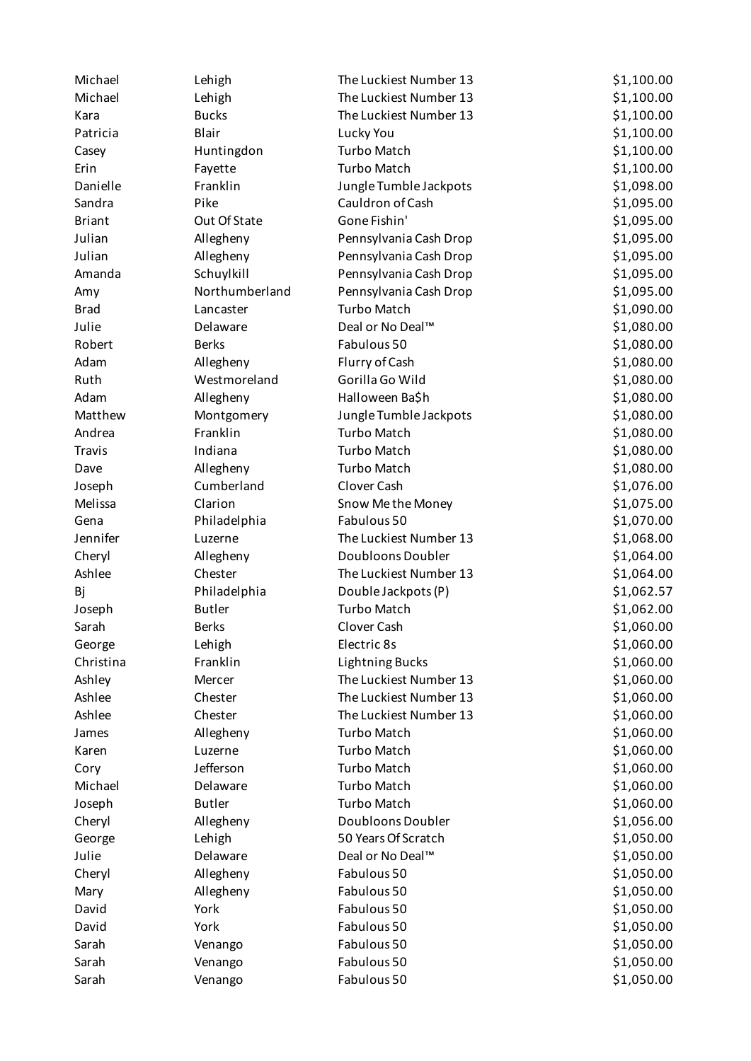| | | | |
|---|---|---|---|
| Michael | Lehigh | The Luckiest Number 13 | $1,100.00 |
| Michael | Lehigh | The Luckiest Number 13 | $1,100.00 |
| Kara | Bucks | The Luckiest Number 13 | $1,100.00 |
| Patricia | Blair | Lucky You | $1,100.00 |
| Casey | Huntingdon | Turbo Match | $1,100.00 |
| Erin | Fayette | Turbo Match | $1,100.00 |
| Danielle | Franklin | Jungle Tumble Jackpots | $1,098.00 |
| Sandra | Pike | Cauldron of Cash | $1,095.00 |
| Briant | Out Of State | Gone Fishin' | $1,095.00 |
| Julian | Allegheny | Pennsylvania Cash Drop | $1,095.00 |
| Julian | Allegheny | Pennsylvania Cash Drop | $1,095.00 |
| Amanda | Schuylkill | Pennsylvania Cash Drop | $1,095.00 |
| Amy | Northumberland | Pennsylvania Cash Drop | $1,095.00 |
| Brad | Lancaster | Turbo Match | $1,090.00 |
| Julie | Delaware | Deal or No Deal™ | $1,080.00 |
| Robert | Berks | Fabulous 50 | $1,080.00 |
| Adam | Allegheny | Flurry of Cash | $1,080.00 |
| Ruth | Westmoreland | Gorilla Go Wild | $1,080.00 |
| Adam | Allegheny | Halloween Ba$h | $1,080.00 |
| Matthew | Montgomery | Jungle Tumble Jackpots | $1,080.00 |
| Andrea | Franklin | Turbo Match | $1,080.00 |
| Travis | Indiana | Turbo Match | $1,080.00 |
| Dave | Allegheny | Turbo Match | $1,080.00 |
| Joseph | Cumberland | Clover Cash | $1,076.00 |
| Melissa | Clarion | Snow Me the Money | $1,075.00 |
| Gena | Philadelphia | Fabulous 50 | $1,070.00 |
| Jennifer | Luzerne | The Luckiest Number 13 | $1,068.00 |
| Cheryl | Allegheny | Doubloons Doubler | $1,064.00 |
| Ashlee | Chester | The Luckiest Number 13 | $1,064.00 |
| Bj | Philadelphia | Double Jackpots (P) | $1,062.57 |
| Joseph | Butler | Turbo Match | $1,062.00 |
| Sarah | Berks | Clover Cash | $1,060.00 |
| George | Lehigh | Electric 8s | $1,060.00 |
| Christina | Franklin | Lightning Bucks | $1,060.00 |
| Ashley | Mercer | The Luckiest Number 13 | $1,060.00 |
| Ashlee | Chester | The Luckiest Number 13 | $1,060.00 |
| Ashlee | Chester | The Luckiest Number 13 | $1,060.00 |
| James | Allegheny | Turbo Match | $1,060.00 |
| Karen | Luzerne | Turbo Match | $1,060.00 |
| Cory | Jefferson | Turbo Match | $1,060.00 |
| Michael | Delaware | Turbo Match | $1,060.00 |
| Joseph | Butler | Turbo Match | $1,060.00 |
| Cheryl | Allegheny | Doubloons Doubler | $1,056.00 |
| George | Lehigh | 50 Years Of Scratch | $1,050.00 |
| Julie | Delaware | Deal or No Deal™ | $1,050.00 |
| Cheryl | Allegheny | Fabulous 50 | $1,050.00 |
| Mary | Allegheny | Fabulous 50 | $1,050.00 |
| David | York | Fabulous 50 | $1,050.00 |
| David | York | Fabulous 50 | $1,050.00 |
| Sarah | Venango | Fabulous 50 | $1,050.00 |
| Sarah | Venango | Fabulous 50 | $1,050.00 |
| Sarah | Venango | Fabulous 50 | $1,050.00 |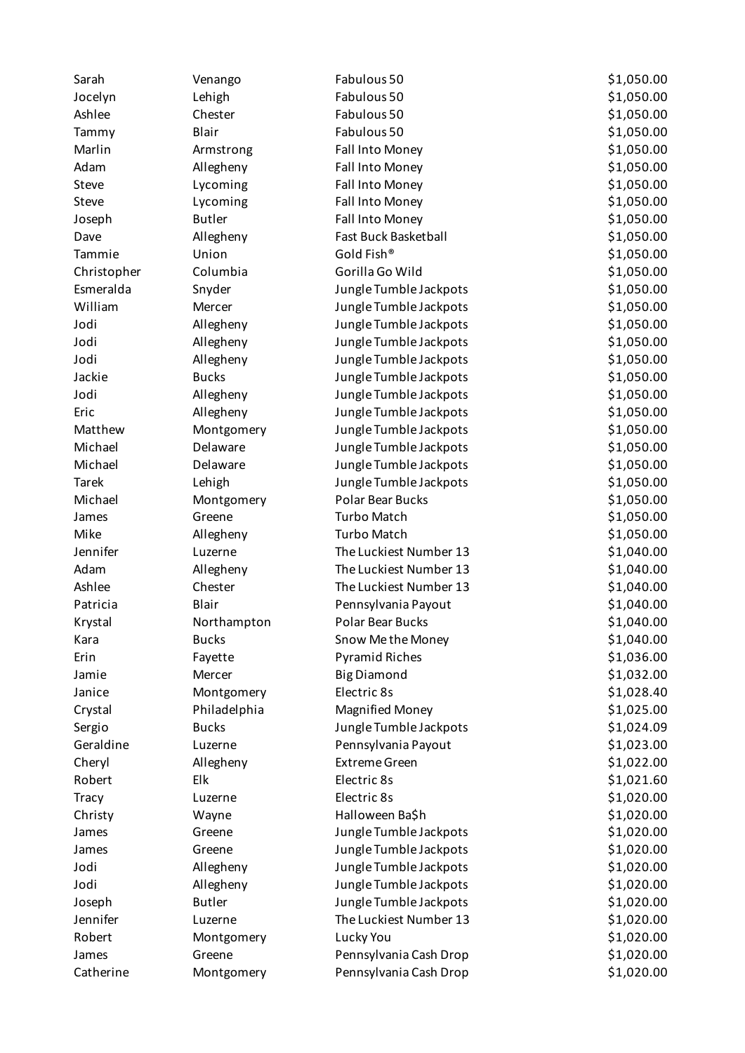| | | | |
|---|---|---|---|
| Sarah | Venango | Fabulous 50 | $1,050.00 |
| Jocelyn | Lehigh | Fabulous 50 | $1,050.00 |
| Ashlee | Chester | Fabulous 50 | $1,050.00 |
| Tammy | Blair | Fabulous 50 | $1,050.00 |
| Marlin | Armstrong | Fall Into Money | $1,050.00 |
| Adam | Allegheny | Fall Into Money | $1,050.00 |
| Steve | Lycoming | Fall Into Money | $1,050.00 |
| Steve | Lycoming | Fall Into Money | $1,050.00 |
| Joseph | Butler | Fall Into Money | $1,050.00 |
| Dave | Allegheny | Fast Buck Basketball | $1,050.00 |
| Tammie | Union | Gold Fish® | $1,050.00 |
| Christopher | Columbia | Gorilla Go Wild | $1,050.00 |
| Esmeralda | Snyder | Jungle Tumble Jackpots | $1,050.00 |
| William | Mercer | Jungle Tumble Jackpots | $1,050.00 |
| Jodi | Allegheny | Jungle Tumble Jackpots | $1,050.00 |
| Jodi | Allegheny | Jungle Tumble Jackpots | $1,050.00 |
| Jodi | Allegheny | Jungle Tumble Jackpots | $1,050.00 |
| Jackie | Bucks | Jungle Tumble Jackpots | $1,050.00 |
| Jodi | Allegheny | Jungle Tumble Jackpots | $1,050.00 |
| Eric | Allegheny | Jungle Tumble Jackpots | $1,050.00 |
| Matthew | Montgomery | Jungle Tumble Jackpots | $1,050.00 |
| Michael | Delaware | Jungle Tumble Jackpots | $1,050.00 |
| Michael | Delaware | Jungle Tumble Jackpots | $1,050.00 |
| Tarek | Lehigh | Jungle Tumble Jackpots | $1,050.00 |
| Michael | Montgomery | Polar Bear Bucks | $1,050.00 |
| James | Greene | Turbo Match | $1,050.00 |
| Mike | Allegheny | Turbo Match | $1,050.00 |
| Jennifer | Luzerne | The Luckiest Number 13 | $1,040.00 |
| Adam | Allegheny | The Luckiest Number 13 | $1,040.00 |
| Ashlee | Chester | The Luckiest Number 13 | $1,040.00 |
| Patricia | Blair | Pennsylvania Payout | $1,040.00 |
| Krystal | Northampton | Polar Bear Bucks | $1,040.00 |
| Kara | Bucks | Snow Me the Money | $1,040.00 |
| Erin | Fayette | Pyramid Riches | $1,036.00 |
| Jamie | Mercer | Big Diamond | $1,032.00 |
| Janice | Montgomery | Electric 8s | $1,028.40 |
| Crystal | Philadelphia | Magnified Money | $1,025.00 |
| Sergio | Bucks | Jungle Tumble Jackpots | $1,024.09 |
| Geraldine | Luzerne | Pennsylvania Payout | $1,023.00 |
| Cheryl | Allegheny | Extreme Green | $1,022.00 |
| Robert | Elk | Electric 8s | $1,021.60 |
| Tracy | Luzerne | Electric 8s | $1,020.00 |
| Christy | Wayne | Halloween Ba$h | $1,020.00 |
| James | Greene | Jungle Tumble Jackpots | $1,020.00 |
| James | Greene | Jungle Tumble Jackpots | $1,020.00 |
| Jodi | Allegheny | Jungle Tumble Jackpots | $1,020.00 |
| Jodi | Allegheny | Jungle Tumble Jackpots | $1,020.00 |
| Joseph | Butler | Jungle Tumble Jackpots | $1,020.00 |
| Jennifer | Luzerne | The Luckiest Number 13 | $1,020.00 |
| Robert | Montgomery | Lucky You | $1,020.00 |
| James | Greene | Pennsylvania Cash Drop | $1,020.00 |
| Catherine | Montgomery | Pennsylvania Cash Drop | $1,020.00 |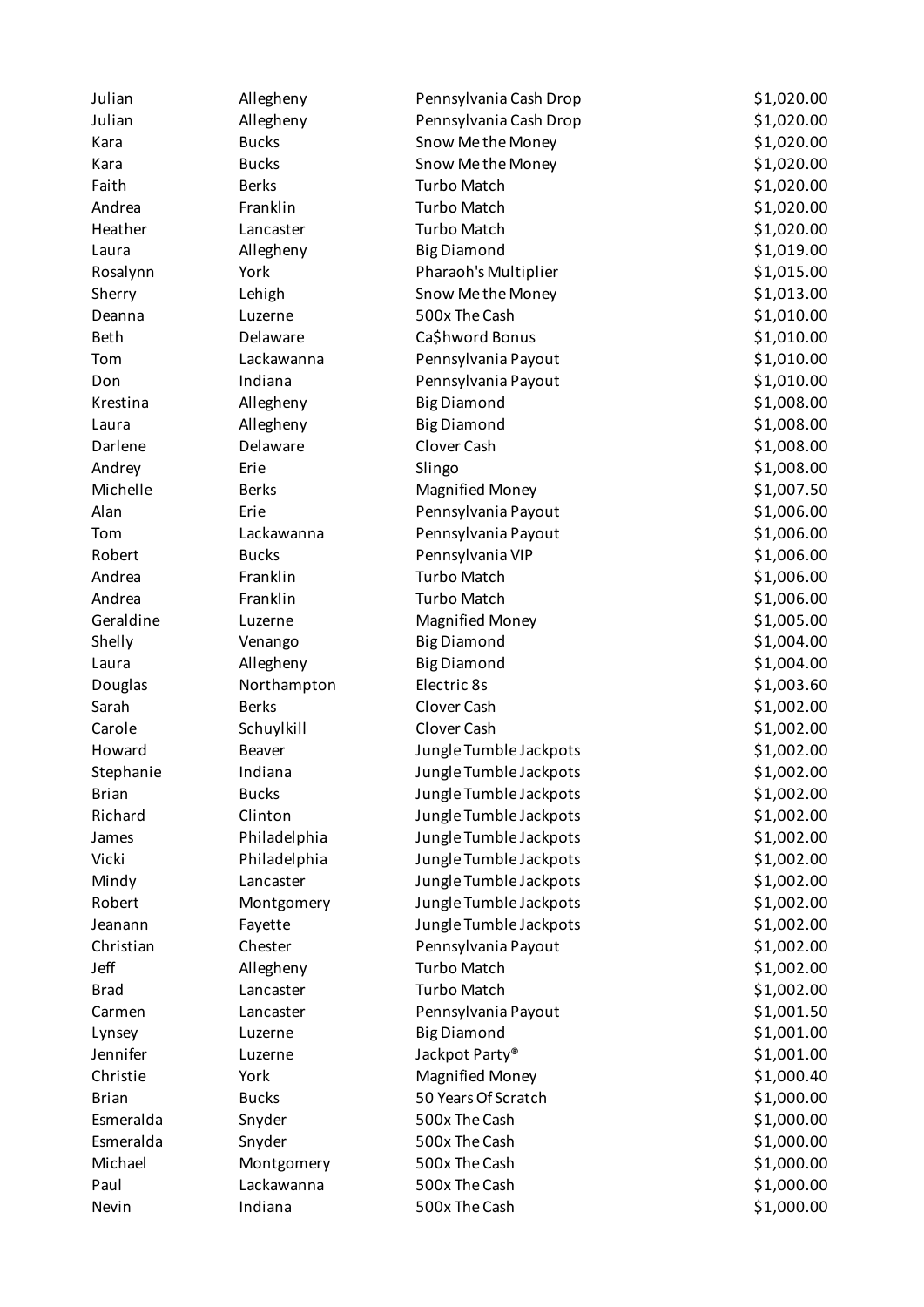| Julian | Allegheny | Pennsylvania Cash Drop | $1,020.00 |
|---|---|---|---|
| Julian | Allegheny | Pennsylvania Cash Drop | $1,020.00 |
| Kara | Bucks | Snow Me the Money | $1,020.00 |
| Kara | Bucks | Snow Me the Money | $1,020.00 |
| Faith | Berks | Turbo Match | $1,020.00 |
| Andrea | Franklin | Turbo Match | $1,020.00 |
| Heather | Lancaster | Turbo Match | $1,020.00 |
| Laura | Allegheny | Big Diamond | $1,019.00 |
| Rosalynn | York | Pharaoh's Multiplier | $1,015.00 |
| Sherry | Lehigh | Snow Me the Money | $1,013.00 |
| Deanna | Luzerne | 500x The Cash | $1,010.00 |
| Beth | Delaware | Ca$hword Bonus | $1,010.00 |
| Tom | Lackawanna | Pennsylvania Payout | $1,010.00 |
| Don | Indiana | Pennsylvania Payout | $1,010.00 |
| Krestina | Allegheny | Big Diamond | $1,008.00 |
| Laura | Allegheny | Big Diamond | $1,008.00 |
| Darlene | Delaware | Clover Cash | $1,008.00 |
| Andrey | Erie | Slingo | $1,008.00 |
| Michelle | Berks | Magnified Money | $1,007.50 |
| Alan | Erie | Pennsylvania Payout | $1,006.00 |
| Tom | Lackawanna | Pennsylvania Payout | $1,006.00 |
| Robert | Bucks | Pennsylvania VIP | $1,006.00 |
| Andrea | Franklin | Turbo Match | $1,006.00 |
| Andrea | Franklin | Turbo Match | $1,006.00 |
| Geraldine | Luzerne | Magnified Money | $1,005.00 |
| Shelly | Venango | Big Diamond | $1,004.00 |
| Laura | Allegheny | Big Diamond | $1,004.00 |
| Douglas | Northampton | Electric 8s | $1,003.60 |
| Sarah | Berks | Clover Cash | $1,002.00 |
| Carole | Schuylkill | Clover Cash | $1,002.00 |
| Howard | Beaver | Jungle Tumble Jackpots | $1,002.00 |
| Stephanie | Indiana | Jungle Tumble Jackpots | $1,002.00 |
| Brian | Bucks | Jungle Tumble Jackpots | $1,002.00 |
| Richard | Clinton | Jungle Tumble Jackpots | $1,002.00 |
| James | Philadelphia | Jungle Tumble Jackpots | $1,002.00 |
| Vicki | Philadelphia | Jungle Tumble Jackpots | $1,002.00 |
| Mindy | Lancaster | Jungle Tumble Jackpots | $1,002.00 |
| Robert | Montgomery | Jungle Tumble Jackpots | $1,002.00 |
| Jeanann | Fayette | Jungle Tumble Jackpots | $1,002.00 |
| Christian | Chester | Pennsylvania Payout | $1,002.00 |
| Jeff | Allegheny | Turbo Match | $1,002.00 |
| Brad | Lancaster | Turbo Match | $1,002.00 |
| Carmen | Lancaster | Pennsylvania Payout | $1,001.50 |
| Lynsey | Luzerne | Big Diamond | $1,001.00 |
| Jennifer | Luzerne | Jackpot Party® | $1,001.00 |
| Christie | York | Magnified Money | $1,000.40 |
| Brian | Bucks | 50 Years Of Scratch | $1,000.00 |
| Esmeralda | Snyder | 500x The Cash | $1,000.00 |
| Esmeralda | Snyder | 500x The Cash | $1,000.00 |
| Michael | Montgomery | 500x The Cash | $1,000.00 |
| Paul | Lackawanna | 500x The Cash | $1,000.00 |
| Nevin | Indiana | 500x The Cash | $1,000.00 |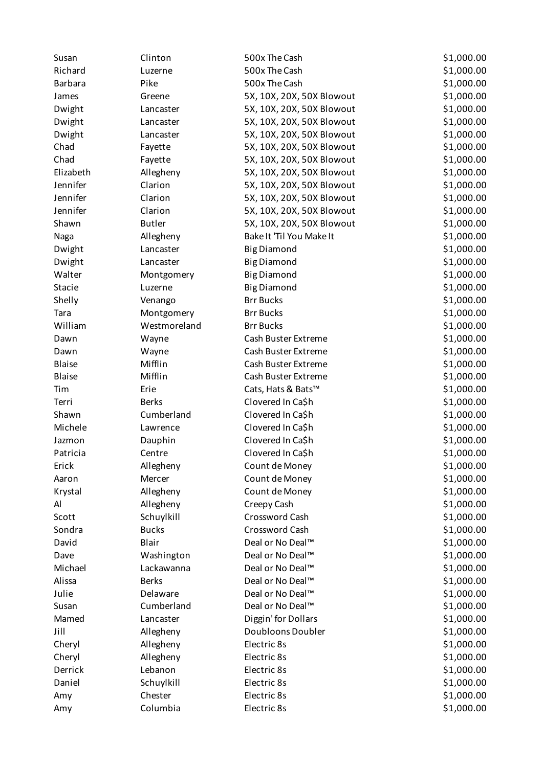| | | | |
|---|---|---|---|
| Susan | Clinton | 500x The Cash | $1,000.00 |
| Richard | Luzerne | 500x The Cash | $1,000.00 |
| Barbara | Pike | 500x The Cash | $1,000.00 |
| James | Greene | 5X, 10X, 20X, 50X Blowout | $1,000.00 |
| Dwight | Lancaster | 5X, 10X, 20X, 50X Blowout | $1,000.00 |
| Dwight | Lancaster | 5X, 10X, 20X, 50X Blowout | $1,000.00 |
| Dwight | Lancaster | 5X, 10X, 20X, 50X Blowout | $1,000.00 |
| Chad | Fayette | 5X, 10X, 20X, 50X Blowout | $1,000.00 |
| Chad | Fayette | 5X, 10X, 20X, 50X Blowout | $1,000.00 |
| Elizabeth | Allegheny | 5X, 10X, 20X, 50X Blowout | $1,000.00 |
| Jennifer | Clarion | 5X, 10X, 20X, 50X Blowout | $1,000.00 |
| Jennifer | Clarion | 5X, 10X, 20X, 50X Blowout | $1,000.00 |
| Jennifer | Clarion | 5X, 10X, 20X, 50X Blowout | $1,000.00 |
| Shawn | Butler | 5X, 10X, 20X, 50X Blowout | $1,000.00 |
| Naga | Allegheny | Bake It 'Til You Make It | $1,000.00 |
| Dwight | Lancaster | Big Diamond | $1,000.00 |
| Dwight | Lancaster | Big Diamond | $1,000.00 |
| Walter | Montgomery | Big Diamond | $1,000.00 |
| Stacie | Luzerne | Big Diamond | $1,000.00 |
| Shelly | Venango | Brr Bucks | $1,000.00 |
| Tara | Montgomery | Brr Bucks | $1,000.00 |
| William | Westmoreland | Brr Bucks | $1,000.00 |
| Dawn | Wayne | Cash Buster Extreme | $1,000.00 |
| Dawn | Wayne | Cash Buster Extreme | $1,000.00 |
| Blaise | Mifflin | Cash Buster Extreme | $1,000.00 |
| Blaise | Mifflin | Cash Buster Extreme | $1,000.00 |
| Tim | Erie | Cats, Hats & Bats™ | $1,000.00 |
| Terri | Berks | Clovered In Ca$h | $1,000.00 |
| Shawn | Cumberland | Clovered In Ca$h | $1,000.00 |
| Michele | Lawrence | Clovered In Ca$h | $1,000.00 |
| Jazmon | Dauphin | Clovered In Ca$h | $1,000.00 |
| Patricia | Centre | Clovered In Ca$h | $1,000.00 |
| Erick | Allegheny | Count de Money | $1,000.00 |
| Aaron | Mercer | Count de Money | $1,000.00 |
| Krystal | Allegheny | Count de Money | $1,000.00 |
| Al | Allegheny | Creepy Cash | $1,000.00 |
| Scott | Schuylkill | Crossword Cash | $1,000.00 |
| Sondra | Bucks | Crossword Cash | $1,000.00 |
| David | Blair | Deal or No Deal™ | $1,000.00 |
| Dave | Washington | Deal or No Deal™ | $1,000.00 |
| Michael | Lackawanna | Deal or No Deal™ | $1,000.00 |
| Alissa | Berks | Deal or No Deal™ | $1,000.00 |
| Julie | Delaware | Deal or No Deal™ | $1,000.00 |
| Susan | Cumberland | Deal or No Deal™ | $1,000.00 |
| Mamed | Lancaster | Diggin' for Dollars | $1,000.00 |
| Jill | Allegheny | Doubloons Doubler | $1,000.00 |
| Cheryl | Allegheny | Electric 8s | $1,000.00 |
| Cheryl | Allegheny | Electric 8s | $1,000.00 |
| Derrick | Lebanon | Electric 8s | $1,000.00 |
| Daniel | Schuylkill | Electric 8s | $1,000.00 |
| Amy | Chester | Electric 8s | $1,000.00 |
| Amy | Columbia | Electric 8s | $1,000.00 |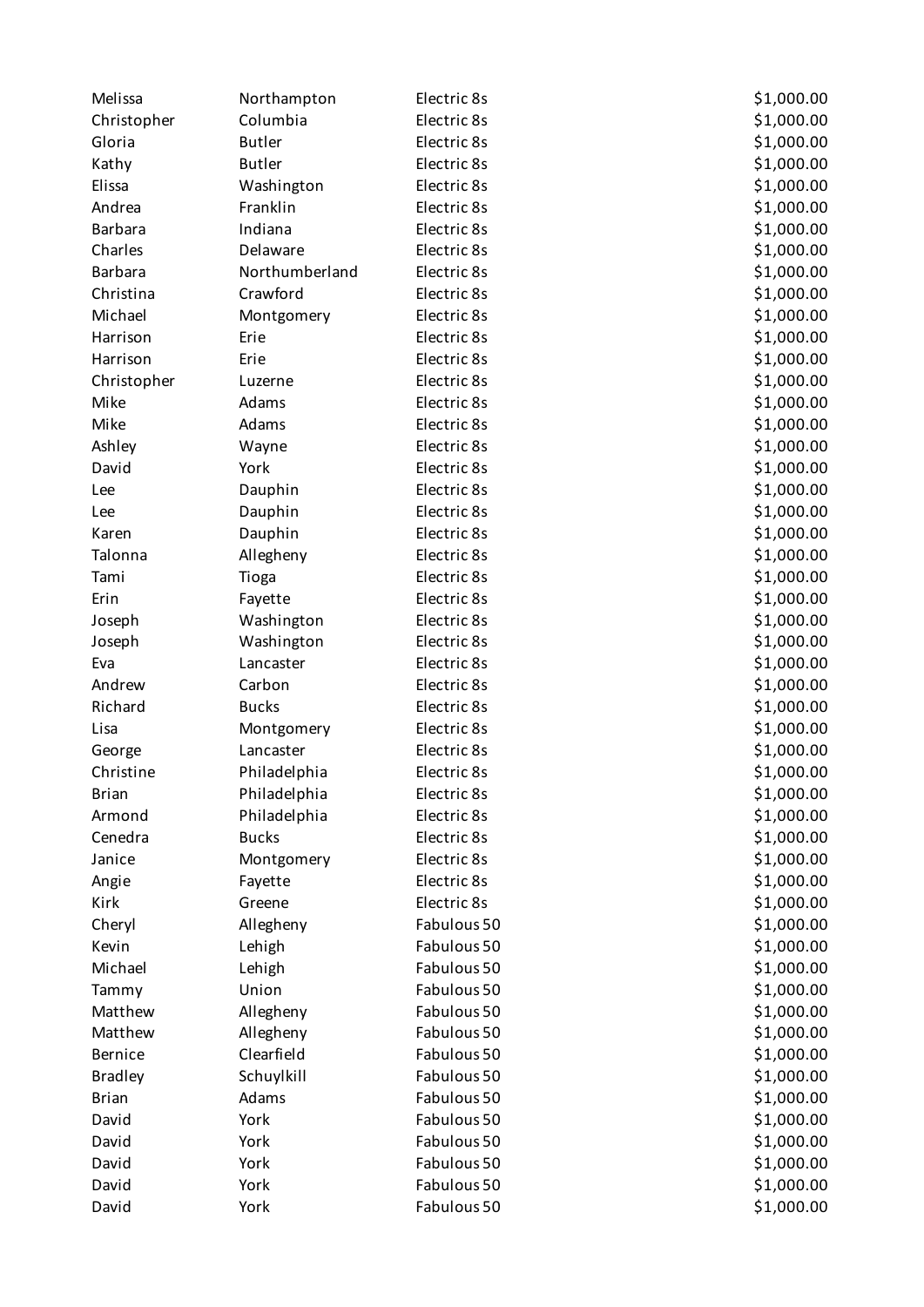| | | | |
|---|---|---|---|
| Melissa | Northampton | Electric 8s | $1,000.00 |
| Christopher | Columbia | Electric 8s | $1,000.00 |
| Gloria | Butler | Electric 8s | $1,000.00 |
| Kathy | Butler | Electric 8s | $1,000.00 |
| Elissa | Washington | Electric 8s | $1,000.00 |
| Andrea | Franklin | Electric 8s | $1,000.00 |
| Barbara | Indiana | Electric 8s | $1,000.00 |
| Charles | Delaware | Electric 8s | $1,000.00 |
| Barbara | Northumberland | Electric 8s | $1,000.00 |
| Christina | Crawford | Electric 8s | $1,000.00 |
| Michael | Montgomery | Electric 8s | $1,000.00 |
| Harrison | Erie | Electric 8s | $1,000.00 |
| Harrison | Erie | Electric 8s | $1,000.00 |
| Christopher | Luzerne | Electric 8s | $1,000.00 |
| Mike | Adams | Electric 8s | $1,000.00 |
| Mike | Adams | Electric 8s | $1,000.00 |
| Ashley | Wayne | Electric 8s | $1,000.00 |
| David | York | Electric 8s | $1,000.00 |
| Lee | Dauphin | Electric 8s | $1,000.00 |
| Lee | Dauphin | Electric 8s | $1,000.00 |
| Karen | Dauphin | Electric 8s | $1,000.00 |
| Talonna | Allegheny | Electric 8s | $1,000.00 |
| Tami | Tioga | Electric 8s | $1,000.00 |
| Erin | Fayette | Electric 8s | $1,000.00 |
| Joseph | Washington | Electric 8s | $1,000.00 |
| Joseph | Washington | Electric 8s | $1,000.00 |
| Eva | Lancaster | Electric 8s | $1,000.00 |
| Andrew | Carbon | Electric 8s | $1,000.00 |
| Richard | Bucks | Electric 8s | $1,000.00 |
| Lisa | Montgomery | Electric 8s | $1,000.00 |
| George | Lancaster | Electric 8s | $1,000.00 |
| Christine | Philadelphia | Electric 8s | $1,000.00 |
| Brian | Philadelphia | Electric 8s | $1,000.00 |
| Armond | Philadelphia | Electric 8s | $1,000.00 |
| Cenedra | Bucks | Electric 8s | $1,000.00 |
| Janice | Montgomery | Electric 8s | $1,000.00 |
| Angie | Fayette | Electric 8s | $1,000.00 |
| Kirk | Greene | Electric 8s | $1,000.00 |
| Cheryl | Allegheny | Fabulous 50 | $1,000.00 |
| Kevin | Lehigh | Fabulous 50 | $1,000.00 |
| Michael | Lehigh | Fabulous 50 | $1,000.00 |
| Tammy | Union | Fabulous 50 | $1,000.00 |
| Matthew | Allegheny | Fabulous 50 | $1,000.00 |
| Matthew | Allegheny | Fabulous 50 | $1,000.00 |
| Bernice | Clearfield | Fabulous 50 | $1,000.00 |
| Bradley | Schuylkill | Fabulous 50 | $1,000.00 |
| Brian | Adams | Fabulous 50 | $1,000.00 |
| David | York | Fabulous 50 | $1,000.00 |
| David | York | Fabulous 50 | $1,000.00 |
| David | York | Fabulous 50 | $1,000.00 |
| David | York | Fabulous 50 | $1,000.00 |
| David | York | Fabulous 50 | $1,000.00 |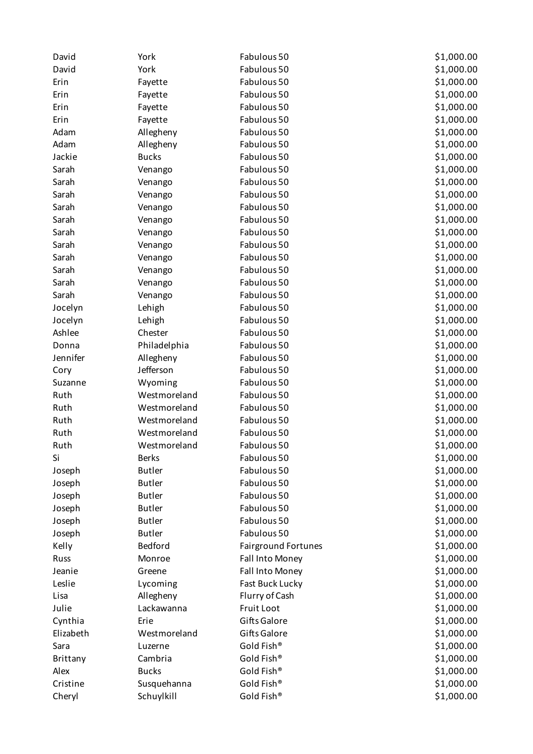| | | | |
|---|---|---|---|
| David | York | Fabulous 50 | $1,000.00 |
| David | York | Fabulous 50 | $1,000.00 |
| Erin | Fayette | Fabulous 50 | $1,000.00 |
| Erin | Fayette | Fabulous 50 | $1,000.00 |
| Erin | Fayette | Fabulous 50 | $1,000.00 |
| Erin | Fayette | Fabulous 50 | $1,000.00 |
| Adam | Allegheny | Fabulous 50 | $1,000.00 |
| Adam | Allegheny | Fabulous 50 | $1,000.00 |
| Jackie | Bucks | Fabulous 50 | $1,000.00 |
| Sarah | Venango | Fabulous 50 | $1,000.00 |
| Sarah | Venango | Fabulous 50 | $1,000.00 |
| Sarah | Venango | Fabulous 50 | $1,000.00 |
| Sarah | Venango | Fabulous 50 | $1,000.00 |
| Sarah | Venango | Fabulous 50 | $1,000.00 |
| Sarah | Venango | Fabulous 50 | $1,000.00 |
| Sarah | Venango | Fabulous 50 | $1,000.00 |
| Sarah | Venango | Fabulous 50 | $1,000.00 |
| Sarah | Venango | Fabulous 50 | $1,000.00 |
| Sarah | Venango | Fabulous 50 | $1,000.00 |
| Sarah | Venango | Fabulous 50 | $1,000.00 |
| Jocelyn | Lehigh | Fabulous 50 | $1,000.00 |
| Jocelyn | Lehigh | Fabulous 50 | $1,000.00 |
| Ashlee | Chester | Fabulous 50 | $1,000.00 |
| Donna | Philadelphia | Fabulous 50 | $1,000.00 |
| Jennifer | Allegheny | Fabulous 50 | $1,000.00 |
| Cory | Jefferson | Fabulous 50 | $1,000.00 |
| Suzanne | Wyoming | Fabulous 50 | $1,000.00 |
| Ruth | Westmoreland | Fabulous 50 | $1,000.00 |
| Ruth | Westmoreland | Fabulous 50 | $1,000.00 |
| Ruth | Westmoreland | Fabulous 50 | $1,000.00 |
| Ruth | Westmoreland | Fabulous 50 | $1,000.00 |
| Ruth | Westmoreland | Fabulous 50 | $1,000.00 |
| Si | Berks | Fabulous 50 | $1,000.00 |
| Joseph | Butler | Fabulous 50 | $1,000.00 |
| Joseph | Butler | Fabulous 50 | $1,000.00 |
| Joseph | Butler | Fabulous 50 | $1,000.00 |
| Joseph | Butler | Fabulous 50 | $1,000.00 |
| Joseph | Butler | Fabulous 50 | $1,000.00 |
| Joseph | Butler | Fabulous 50 | $1,000.00 |
| Kelly | Bedford | Fairground Fortunes | $1,000.00 |
| Russ | Monroe | Fall Into Money | $1,000.00 |
| Jeanie | Greene | Fall Into Money | $1,000.00 |
| Leslie | Lycoming | Fast Buck Lucky | $1,000.00 |
| Lisa | Allegheny | Flurry of Cash | $1,000.00 |
| Julie | Lackawanna | Fruit Loot | $1,000.00 |
| Cynthia | Erie | Gifts Galore | $1,000.00 |
| Elizabeth | Westmoreland | Gifts Galore | $1,000.00 |
| Sara | Luzerne | Gold Fish® | $1,000.00 |
| Brittany | Cambria | Gold Fish® | $1,000.00 |
| Alex | Bucks | Gold Fish® | $1,000.00 |
| Cristine | Susquehanna | Gold Fish® | $1,000.00 |
| Cheryl | Schuylkill | Gold Fish® | $1,000.00 |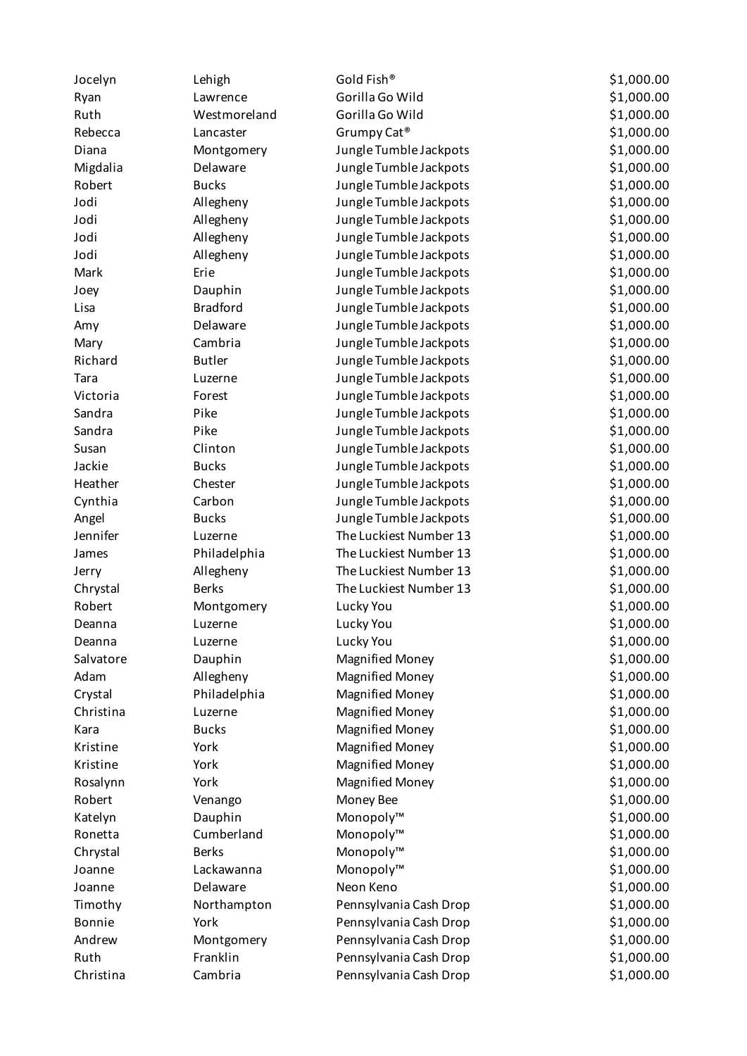| | | | |
|---|---|---|---|
| Jocelyn | Lehigh | Gold Fish® | $1,000.00 |
| Ryan | Lawrence | Gorilla Go Wild | $1,000.00 |
| Ruth | Westmoreland | Gorilla Go Wild | $1,000.00 |
| Rebecca | Lancaster | Grumpy Cat® | $1,000.00 |
| Diana | Montgomery | Jungle Tumble Jackpots | $1,000.00 |
| Migdalia | Delaware | Jungle Tumble Jackpots | $1,000.00 |
| Robert | Bucks | Jungle Tumble Jackpots | $1,000.00 |
| Jodi | Allegheny | Jungle Tumble Jackpots | $1,000.00 |
| Jodi | Allegheny | Jungle Tumble Jackpots | $1,000.00 |
| Jodi | Allegheny | Jungle Tumble Jackpots | $1,000.00 |
| Jodi | Allegheny | Jungle Tumble Jackpots | $1,000.00 |
| Mark | Erie | Jungle Tumble Jackpots | $1,000.00 |
| Joey | Dauphin | Jungle Tumble Jackpots | $1,000.00 |
| Lisa | Bradford | Jungle Tumble Jackpots | $1,000.00 |
| Amy | Delaware | Jungle Tumble Jackpots | $1,000.00 |
| Mary | Cambria | Jungle Tumble Jackpots | $1,000.00 |
| Richard | Butler | Jungle Tumble Jackpots | $1,000.00 |
| Tara | Luzerne | Jungle Tumble Jackpots | $1,000.00 |
| Victoria | Forest | Jungle Tumble Jackpots | $1,000.00 |
| Sandra | Pike | Jungle Tumble Jackpots | $1,000.00 |
| Sandra | Pike | Jungle Tumble Jackpots | $1,000.00 |
| Susan | Clinton | Jungle Tumble Jackpots | $1,000.00 |
| Jackie | Bucks | Jungle Tumble Jackpots | $1,000.00 |
| Heather | Chester | Jungle Tumble Jackpots | $1,000.00 |
| Cynthia | Carbon | Jungle Tumble Jackpots | $1,000.00 |
| Angel | Bucks | Jungle Tumble Jackpots | $1,000.00 |
| Jennifer | Luzerne | The Luckiest Number 13 | $1,000.00 |
| James | Philadelphia | The Luckiest Number 13 | $1,000.00 |
| Jerry | Allegheny | The Luckiest Number 13 | $1,000.00 |
| Chrystal | Berks | The Luckiest Number 13 | $1,000.00 |
| Robert | Montgomery | Lucky You | $1,000.00 |
| Deanna | Luzerne | Lucky You | $1,000.00 |
| Deanna | Luzerne | Lucky You | $1,000.00 |
| Salvatore | Dauphin | Magnified Money | $1,000.00 |
| Adam | Allegheny | Magnified Money | $1,000.00 |
| Crystal | Philadelphia | Magnified Money | $1,000.00 |
| Christina | Luzerne | Magnified Money | $1,000.00 |
| Kara | Bucks | Magnified Money | $1,000.00 |
| Kristine | York | Magnified Money | $1,000.00 |
| Kristine | York | Magnified Money | $1,000.00 |
| Rosalynn | York | Magnified Money | $1,000.00 |
| Robert | Venango | Money Bee | $1,000.00 |
| Katelyn | Dauphin | Monopoly™ | $1,000.00 |
| Ronetta | Cumberland | Monopoly™ | $1,000.00 |
| Chrystal | Berks | Monopoly™ | $1,000.00 |
| Joanne | Lackawanna | Monopoly™ | $1,000.00 |
| Joanne | Delaware | Neon Keno | $1,000.00 |
| Timothy | Northampton | Pennsylvania Cash Drop | $1,000.00 |
| Bonnie | York | Pennsylvania Cash Drop | $1,000.00 |
| Andrew | Montgomery | Pennsylvania Cash Drop | $1,000.00 |
| Ruth | Franklin | Pennsylvania Cash Drop | $1,000.00 |
| Christina | Cambria | Pennsylvania Cash Drop | $1,000.00 |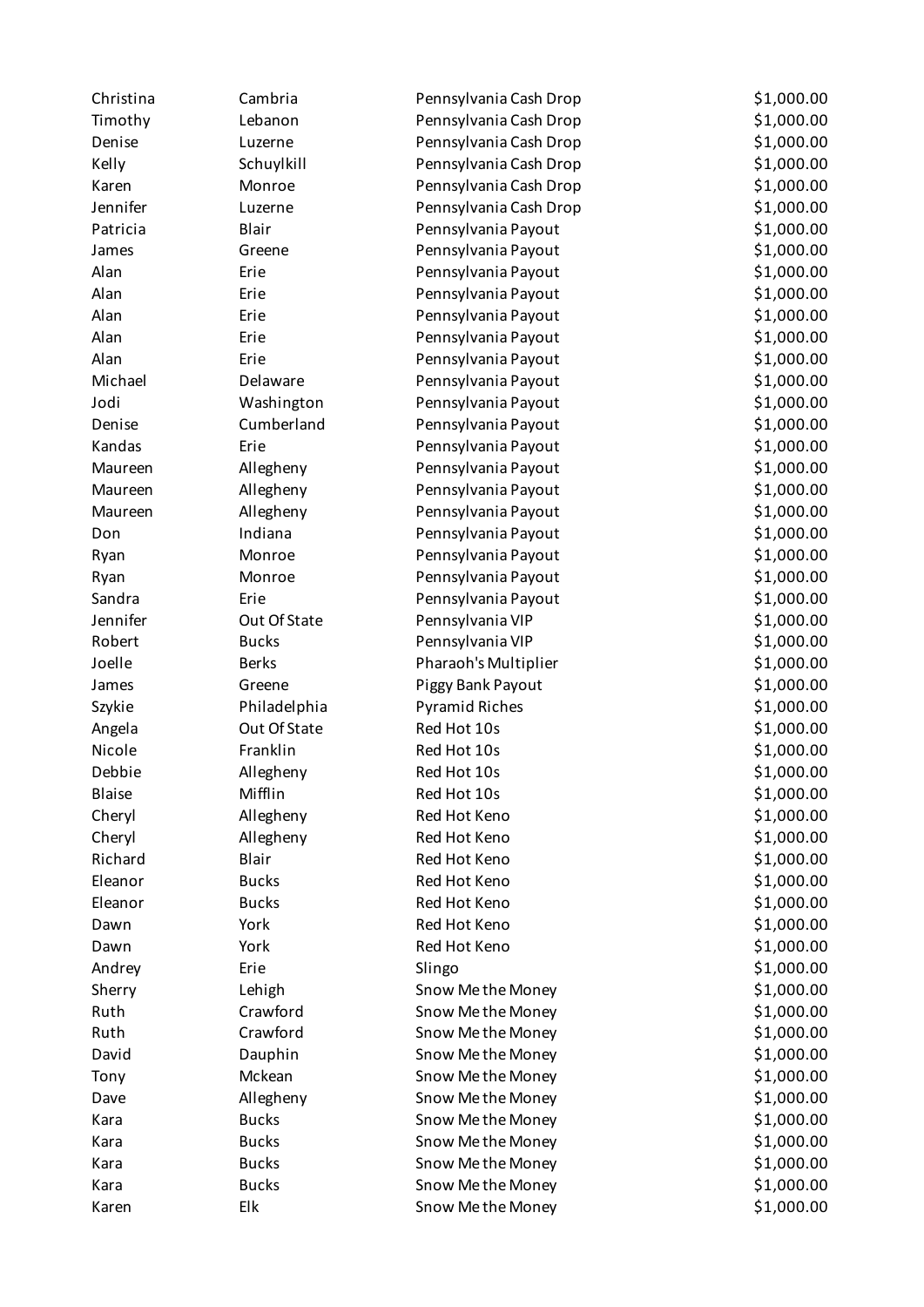| | | | |
|---|---|---|---|
| Christina | Cambria | Pennsylvania Cash Drop | $1,000.00 |
| Timothy | Lebanon | Pennsylvania Cash Drop | $1,000.00 |
| Denise | Luzerne | Pennsylvania Cash Drop | $1,000.00 |
| Kelly | Schuylkill | Pennsylvania Cash Drop | $1,000.00 |
| Karen | Monroe | Pennsylvania Cash Drop | $1,000.00 |
| Jennifer | Luzerne | Pennsylvania Cash Drop | $1,000.00 |
| Patricia | Blair | Pennsylvania Payout | $1,000.00 |
| James | Greene | Pennsylvania Payout | $1,000.00 |
| Alan | Erie | Pennsylvania Payout | $1,000.00 |
| Alan | Erie | Pennsylvania Payout | $1,000.00 |
| Alan | Erie | Pennsylvania Payout | $1,000.00 |
| Alan | Erie | Pennsylvania Payout | $1,000.00 |
| Alan | Erie | Pennsylvania Payout | $1,000.00 |
| Michael | Delaware | Pennsylvania Payout | $1,000.00 |
| Jodi | Washington | Pennsylvania Payout | $1,000.00 |
| Denise | Cumberland | Pennsylvania Payout | $1,000.00 |
| Kandas | Erie | Pennsylvania Payout | $1,000.00 |
| Maureen | Allegheny | Pennsylvania Payout | $1,000.00 |
| Maureen | Allegheny | Pennsylvania Payout | $1,000.00 |
| Maureen | Allegheny | Pennsylvania Payout | $1,000.00 |
| Don | Indiana | Pennsylvania Payout | $1,000.00 |
| Ryan | Monroe | Pennsylvania Payout | $1,000.00 |
| Ryan | Monroe | Pennsylvania Payout | $1,000.00 |
| Sandra | Erie | Pennsylvania Payout | $1,000.00 |
| Jennifer | Out Of State | Pennsylvania VIP | $1,000.00 |
| Robert | Bucks | Pennsylvania VIP | $1,000.00 |
| Joelle | Berks | Pharaoh's Multiplier | $1,000.00 |
| James | Greene | Piggy Bank Payout | $1,000.00 |
| Szykie | Philadelphia | Pyramid Riches | $1,000.00 |
| Angela | Out Of State | Red Hot 10s | $1,000.00 |
| Nicole | Franklin | Red Hot 10s | $1,000.00 |
| Debbie | Allegheny | Red Hot 10s | $1,000.00 |
| Blaise | Mifflin | Red Hot 10s | $1,000.00 |
| Cheryl | Allegheny | Red Hot Keno | $1,000.00 |
| Cheryl | Allegheny | Red Hot Keno | $1,000.00 |
| Richard | Blair | Red Hot Keno | $1,000.00 |
| Eleanor | Bucks | Red Hot Keno | $1,000.00 |
| Eleanor | Bucks | Red Hot Keno | $1,000.00 |
| Dawn | York | Red Hot Keno | $1,000.00 |
| Dawn | York | Red Hot Keno | $1,000.00 |
| Andrey | Erie | Slingo | $1,000.00 |
| Sherry | Lehigh | Snow Me the Money | $1,000.00 |
| Ruth | Crawford | Snow Me the Money | $1,000.00 |
| Ruth | Crawford | Snow Me the Money | $1,000.00 |
| David | Dauphin | Snow Me the Money | $1,000.00 |
| Tony | Mckean | Snow Me the Money | $1,000.00 |
| Dave | Allegheny | Snow Me the Money | $1,000.00 |
| Kara | Bucks | Snow Me the Money | $1,000.00 |
| Kara | Bucks | Snow Me the Money | $1,000.00 |
| Kara | Bucks | Snow Me the Money | $1,000.00 |
| Kara | Bucks | Snow Me the Money | $1,000.00 |
| Karen | Elk | Snow Me the Money | $1,000.00 |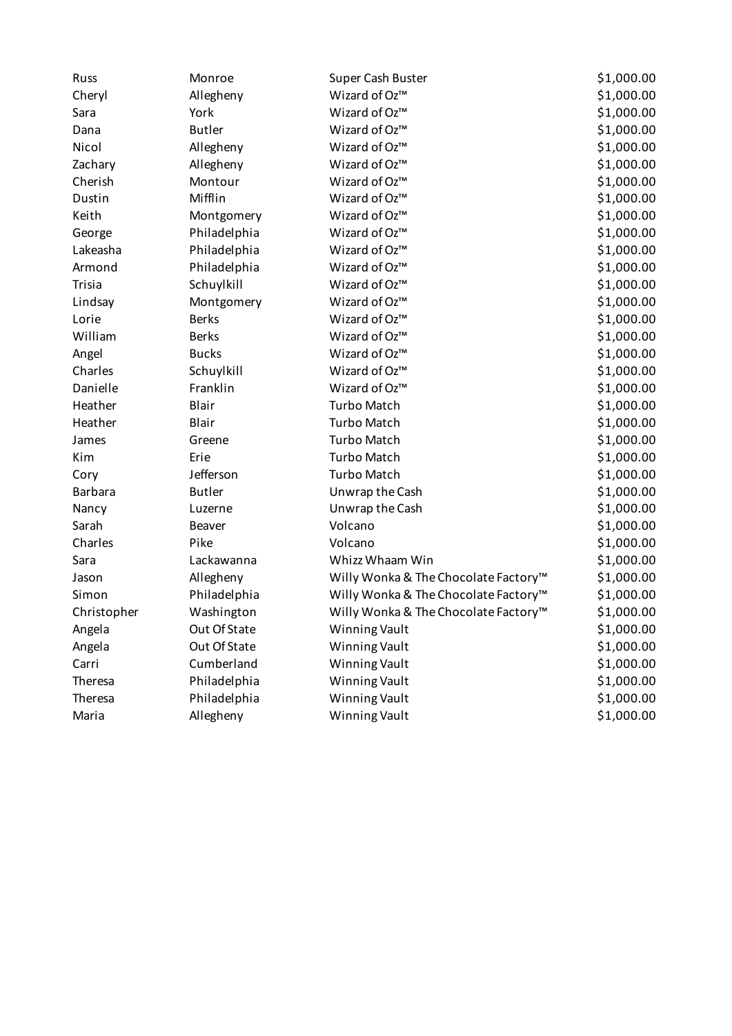| | | | |
|---|---|---|---|
| Russ | Monroe | Super Cash Buster | $1,000.00 |
| Cheryl | Allegheny | Wizard of Oz™ | $1,000.00 |
| Sara | York | Wizard of Oz™ | $1,000.00 |
| Dana | Butler | Wizard of Oz™ | $1,000.00 |
| Nicol | Allegheny | Wizard of Oz™ | $1,000.00 |
| Zachary | Allegheny | Wizard of Oz™ | $1,000.00 |
| Cherish | Montour | Wizard of Oz™ | $1,000.00 |
| Dustin | Mifflin | Wizard of Oz™ | $1,000.00 |
| Keith | Montgomery | Wizard of Oz™ | $1,000.00 |
| George | Philadelphia | Wizard of Oz™ | $1,000.00 |
| Lakeasha | Philadelphia | Wizard of Oz™ | $1,000.00 |
| Armond | Philadelphia | Wizard of Oz™ | $1,000.00 |
| Trisia | Schuylkill | Wizard of Oz™ | $1,000.00 |
| Lindsay | Montgomery | Wizard of Oz™ | $1,000.00 |
| Lorie | Berks | Wizard of Oz™ | $1,000.00 |
| William | Berks | Wizard of Oz™ | $1,000.00 |
| Angel | Bucks | Wizard of Oz™ | $1,000.00 |
| Charles | Schuylkill | Wizard of Oz™ | $1,000.00 |
| Danielle | Franklin | Wizard of Oz™ | $1,000.00 |
| Heather | Blair | Turbo Match | $1,000.00 |
| Heather | Blair | Turbo Match | $1,000.00 |
| James | Greene | Turbo Match | $1,000.00 |
| Kim | Erie | Turbo Match | $1,000.00 |
| Cory | Jefferson | Turbo Match | $1,000.00 |
| Barbara | Butler | Unwrap the Cash | $1,000.00 |
| Nancy | Luzerne | Unwrap the Cash | $1,000.00 |
| Sarah | Beaver | Volcano | $1,000.00 |
| Charles | Pike | Volcano | $1,000.00 |
| Sara | Lackawanna | Whizz Whaam Win | $1,000.00 |
| Jason | Allegheny | Willy Wonka & The Chocolate Factory™ | $1,000.00 |
| Simon | Philadelphia | Willy Wonka & The Chocolate Factory™ | $1,000.00 |
| Christopher | Washington | Willy Wonka & The Chocolate Factory™ | $1,000.00 |
| Angela | Out Of State | Winning Vault | $1,000.00 |
| Angela | Out Of State | Winning Vault | $1,000.00 |
| Carri | Cumberland | Winning Vault | $1,000.00 |
| Theresa | Philadelphia | Winning Vault | $1,000.00 |
| Theresa | Philadelphia | Winning Vault | $1,000.00 |
| Maria | Allegheny | Winning Vault | $1,000.00 |